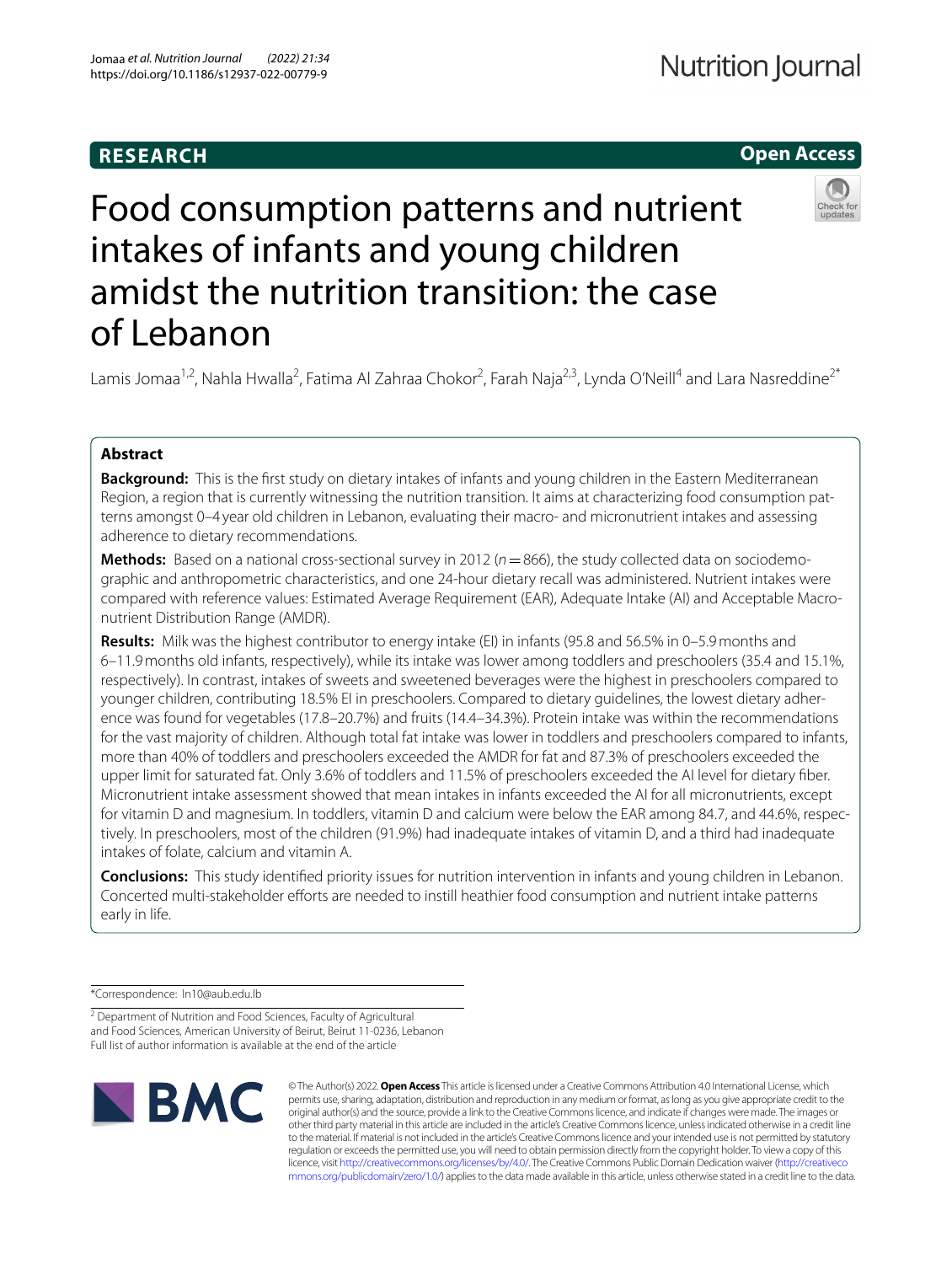RESEARCH

Open Access

# Food consumption patterns and nutrient intakes of infants and young children amidst the nutrition transition: the case of Lebanon

Lamis Jomaa[1,2], Nahla Hwalla[2], Fatima Al Zahraa Chokor[2], Farah Naja[2,3], Lynda O'Neill[4] and Lara Nasreddine[2*]

## Abstract

**Background:** This is the first study on dietary intakes of infants and young children in the Eastern Mediterranean Region, a region that is currently witnessing the nutrition transition. It aims at characterizing food consumption patterns amongst 0–4 year old children in Lebanon, evaluating their macro- and micronutrient intakes and assessing adherence to dietary recommendations.

**Methods:** Based on a national cross-sectional survey in 2012 ($n = 866$), the study collected data on sociodemographic and anthropometric characteristics, and one 24-hour dietary recall was administered. Nutrient intakes were compared with reference values: Estimated Average Requirement (EAR), Adequate Intake (AI) and Acceptable Macronutrient Distribution Range (AMDR).

**Results:** Milk was the highest contributor to energy intake (EI) in infants (95.8 and 56.5% in 0–5.9 months and 6–11.9 months old infants, respectively), while its intake was lower among toddlers and preschoolers (35.4 and 15.1%, respectively). In contrast, intakes of sweets and sweetened beverages were the highest in preschoolers compared to younger children, contributing 18.5% EI in preschoolers. Compared to dietary guidelines, the lowest dietary adherence was found for vegetables (17.8–20.7%) and fruits (14.4–34.3%). Protein intake was within the recommendations for the vast majority of children. Although total fat intake was lower in toddlers and preschoolers compared to infants, more than 40% of toddlers and preschoolers exceeded the AMDR for fat and 87.3% of preschoolers exceeded the upper limit for saturated fat. Only 3.6% of toddlers and 11.5% of preschoolers exceeded the AI level for dietary fiber. Micronutrient intake assessment showed that mean intakes in infants exceeded the AI for all micronutrients, except for vitamin D and magnesium. In toddlers, vitamin D and calcium were below the EAR among 84.7, and 44.6%, respectively. In preschoolers, most of the children (91.9%) had inadequate intakes of vitamin D, and a third had inadequate intakes of folate, calcium and vitamin A.

**Conclusions:** This study identified priority issues for nutrition intervention in infants and young children in Lebanon. Concerted multi-stakeholder efforts are needed to instill heathier food consumption and nutrient intake patterns early in life.

*Correspondence: ln10@aub.edu.lb

[2] Department of Nutrition and Food Sciences, Faculty of Agricultural and Food Sciences, American University of Beirut, Beirut 11-0236, Lebanon
Full list of author information is available at the end of the article

© The Author(s) 2022. **Open Access** This article is licensed under a Creative Commons Attribution 4.0 International License, which permits use, sharing, adaptation, distribution and reproduction in any medium or format, as long as you give appropriate credit to the original author(s) and the source, provide a link to the Creative Commons licence, and indicate if changes were made. The images or other third party material in this article are included in the article's Creative Commons licence, unless indicated otherwise in a credit line to the material. If material is not included in the article's Creative Commons licence and your intended use is not permitted by statutory regulation or exceeds the permitted use, you will need to obtain permission directly from the copyright holder. To view a copy of this licence, visit http://creativecommons.org/licenses/by/4.0/. The Creative Commons Public Domain Dedication waiver (http://creativecommons.org/publicdomain/zero/1.0/) applies to the data made available in this article, unless otherwise stated in a credit line to the data.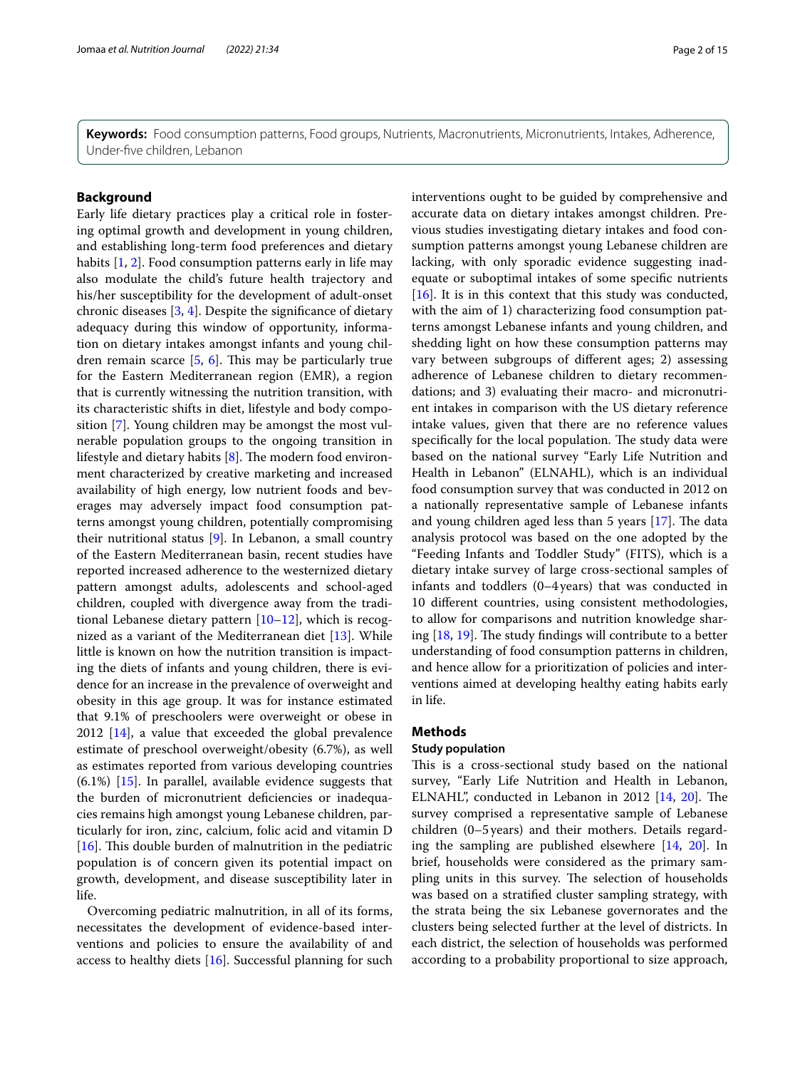**Keywords:** Food consumption patterns, Food groups, Nutrients, Macronutrients, Micronutrients, Intakes, Adherence, Under-five children, Lebanon

## Background

Early life dietary practices play a critical role in fostering optimal growth and development in young children, and establishing long-term food preferences and dietary habits [1, 2]. Food consumption patterns early in life may also modulate the child's future health trajectory and his/her susceptibility for the development of adult-onset chronic diseases [3, 4]. Despite the significance of dietary adequacy during this window of opportunity, information on dietary intakes amongst infants and young children remain scarce [5, 6]. This may be particularly true for the Eastern Mediterranean region (EMR), a region that is currently witnessing the nutrition transition, with its characteristic shifts in diet, lifestyle and body composition [7]. Young children may be amongst the most vulnerable population groups to the ongoing transition in lifestyle and dietary habits [8]. The modern food environment characterized by creative marketing and increased availability of high energy, low nutrient foods and beverages may adversely impact food consumption patterns amongst young children, potentially compromising their nutritional status [9]. In Lebanon, a small country of the Eastern Mediterranean basin, recent studies have reported increased adherence to the westernized dietary pattern amongst adults, adolescents and school-aged children, coupled with divergence away from the traditional Lebanese dietary pattern [10–12], which is recognized as a variant of the Mediterranean diet [13]. While little is known on how the nutrition transition is impacting the diets of infants and young children, there is evidence for an increase in the prevalence of overweight and obesity in this age group. It was for instance estimated that 9.1% of preschoolers were overweight or obese in 2012 [14], a value that exceeded the global prevalence estimate of preschool overweight/obesity (6.7%), as well as estimates reported from various developing countries (6.1%) [15]. In parallel, available evidence suggests that the burden of micronutrient deficiencies or inadequacies remains high amongst young Lebanese children, particularly for iron, zinc, calcium, folic acid and vitamin D [16]. This double burden of malnutrition in the pediatric population is of concern given its potential impact on growth, development, and disease susceptibility later in life.

Overcoming pediatric malnutrition, in all of its forms, necessitates the development of evidence-based interventions and policies to ensure the availability of and access to healthy diets [16]. Successful planning for such interventions ought to be guided by comprehensive and accurate data on dietary intakes amongst children. Previous studies investigating dietary intakes and food consumption patterns amongst young Lebanese children are lacking, with only sporadic evidence suggesting inadequate or suboptimal intakes of some specific nutrients [16]. It is in this context that this study was conducted, with the aim of 1) characterizing food consumption patterns amongst Lebanese infants and young children, and shedding light on how these consumption patterns may vary between subgroups of different ages; 2) assessing adherence of Lebanese children to dietary recommendations; and 3) evaluating their macro- and micronutrient intakes in comparison with the US dietary reference intake values, given that there are no reference values specifically for the local population. The study data were based on the national survey "Early Life Nutrition and Health in Lebanon" (ELNAHL), which is an individual food consumption survey that was conducted in 2012 on a nationally representative sample of Lebanese infants and young children aged less than 5 years [17]. The data analysis protocol was based on the one adopted by the "Feeding Infants and Toddler Study" (FITS), which is a dietary intake survey of large cross-sectional samples of infants and toddlers (0–4 years) that was conducted in 10 different countries, using consistent methodologies, to allow for comparisons and nutrition knowledge sharing [18, 19]. The study findings will contribute to a better understanding of food consumption patterns in children, and hence allow for a prioritization of policies and interventions aimed at developing healthy eating habits early in life.

## Methods

### Study population

This is a cross-sectional study based on the national survey, "Early Life Nutrition and Health in Lebanon, ELNAHL", conducted in Lebanon in 2012 [14, 20]. The survey comprised a representative sample of Lebanese children (0–5 years) and their mothers. Details regarding the sampling are published elsewhere [14, 20]. In brief, households were considered as the primary sampling units in this survey. The selection of households was based on a stratified cluster sampling strategy, with the strata being the six Lebanese governorates and the clusters being selected further at the level of districts. In each district, the selection of households was performed according to a probability proportional to size approach,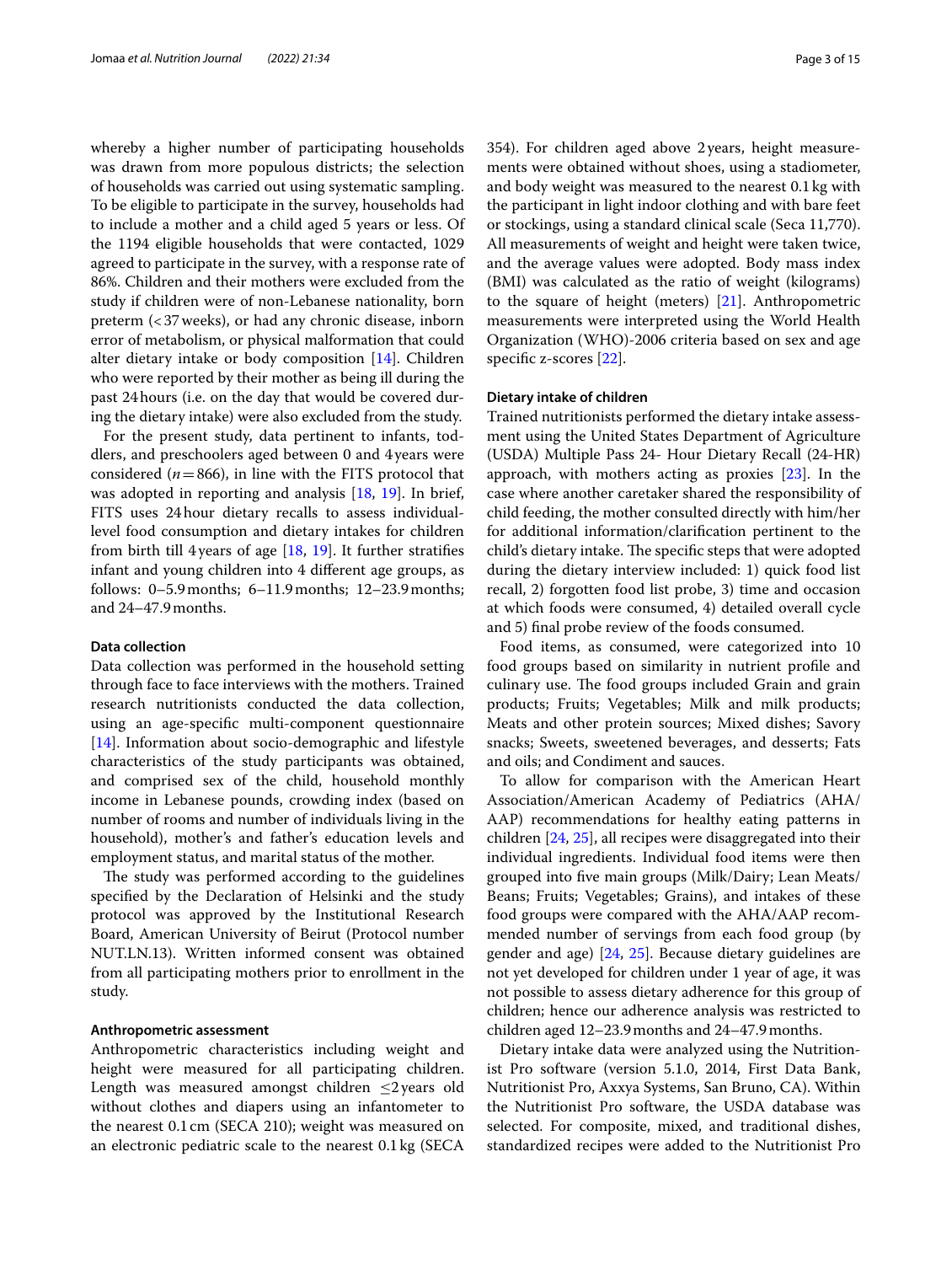whereby a higher number of participating households was drawn from more populous districts; the selection of households was carried out using systematic sampling. To be eligible to participate in the survey, households had to include a mother and a child aged 5 years or less. Of the 1194 eligible households that were contacted, 1029 agreed to participate in the survey, with a response rate of 86%. Children and their mothers were excluded from the study if children were of non-Lebanese nationality, born preterm (< 37 weeks), or had any chronic disease, inborn error of metabolism, or physical malformation that could alter dietary intake or body composition [14]. Children who were reported by their mother as being ill during the past 24 hours (i.e. on the day that would be covered during the dietary intake) were also excluded from the study.

For the present study, data pertinent to infants, toddlers, and preschoolers aged between 0 and 4 years were considered ($n = 866$), in line with the FITS protocol that was adopted in reporting and analysis [18, 19]. In brief, FITS uses 24 hour dietary recalls to assess individual-level food consumption and dietary intakes for children from birth till 4 years of age [18, 19]. It further stratifies infant and young children into 4 different age groups, as follows: 0–5.9 months; 6–11.9 months; 12–23.9 months; and 24–47.9 months.

### Data collection

Data collection was performed in the household setting through face to face interviews with the mothers. Trained research nutritionists conducted the data collection, using an age-specific multi-component questionnaire [14]. Information about socio-demographic and lifestyle characteristics of the study participants was obtained, and comprised sex of the child, household monthly income in Lebanese pounds, crowding index (based on number of rooms and number of individuals living in the household), mother's and father's education levels and employment status, and marital status of the mother.

The study was performed according to the guidelines specified by the Declaration of Helsinki and the study protocol was approved by the Institutional Research Board, American University of Beirut (Protocol number NUT.LN.13). Written informed consent was obtained from all participating mothers prior to enrollment in the study.

### Anthropometric assessment

Anthropometric characteristics including weight and height were measured for all participating children. Length was measured amongst children ≤2 years old without clothes and diapers using an infantometer to the nearest 0.1 cm (SECA 210); weight was measured on an electronic pediatric scale to the nearest 0.1 kg (SECA 354). For children aged above 2 years, height measurements were obtained without shoes, using a stadiometer, and body weight was measured to the nearest 0.1 kg with the participant in light indoor clothing and with bare feet or stockings, using a standard clinical scale (Seca 11,770). All measurements of weight and height were taken twice, and the average values were adopted. Body mass index (BMI) was calculated as the ratio of weight (kilograms) to the square of height (meters) [21]. Anthropometric measurements were interpreted using the World Health Organization (WHO)-2006 criteria based on sex and age specific z-scores [22].

### Dietary intake of children

Trained nutritionists performed the dietary intake assessment using the United States Department of Agriculture (USDA) Multiple Pass 24- Hour Dietary Recall (24-HR) approach, with mothers acting as proxies [23]. In the case where another caretaker shared the responsibility of child feeding, the mother consulted directly with him/her for additional information/clarification pertinent to the child's dietary intake. The specific steps that were adopted during the dietary interview included: 1) quick food list recall, 2) forgotten food list probe, 3) time and occasion at which foods were consumed, 4) detailed overall cycle and 5) final probe review of the foods consumed.

Food items, as consumed, were categorized into 10 food groups based on similarity in nutrient profile and culinary use. The food groups included Grain and grain products; Fruits; Vegetables; Milk and milk products; Meats and other protein sources; Mixed dishes; Savory snacks; Sweets, sweetened beverages, and desserts; Fats and oils; and Condiment and sauces.

To allow for comparison with the American Heart Association/American Academy of Pediatrics (AHA/AAP) recommendations for healthy eating patterns in children [24, 25], all recipes were disaggregated into their individual ingredients. Individual food items were then grouped into five main groups (Milk/Dairy; Lean Meats/Beans; Fruits; Vegetables; Grains), and intakes of these food groups were compared with the AHA/AAP recommended number of servings from each food group (by gender and age) [24, 25]. Because dietary guidelines are not yet developed for children under 1 year of age, it was not possible to assess dietary adherence for this group of children; hence our adherence analysis was restricted to children aged 12–23.9 months and 24–47.9 months.

Dietary intake data were analyzed using the Nutritionist Pro software (version 5.1.0, 2014, First Data Bank, Nutritionist Pro, Axxya Systems, San Bruno, CA). Within the Nutritionist Pro software, the USDA database was selected. For composite, mixed, and traditional dishes, standardized recipes were added to the Nutritionist Pro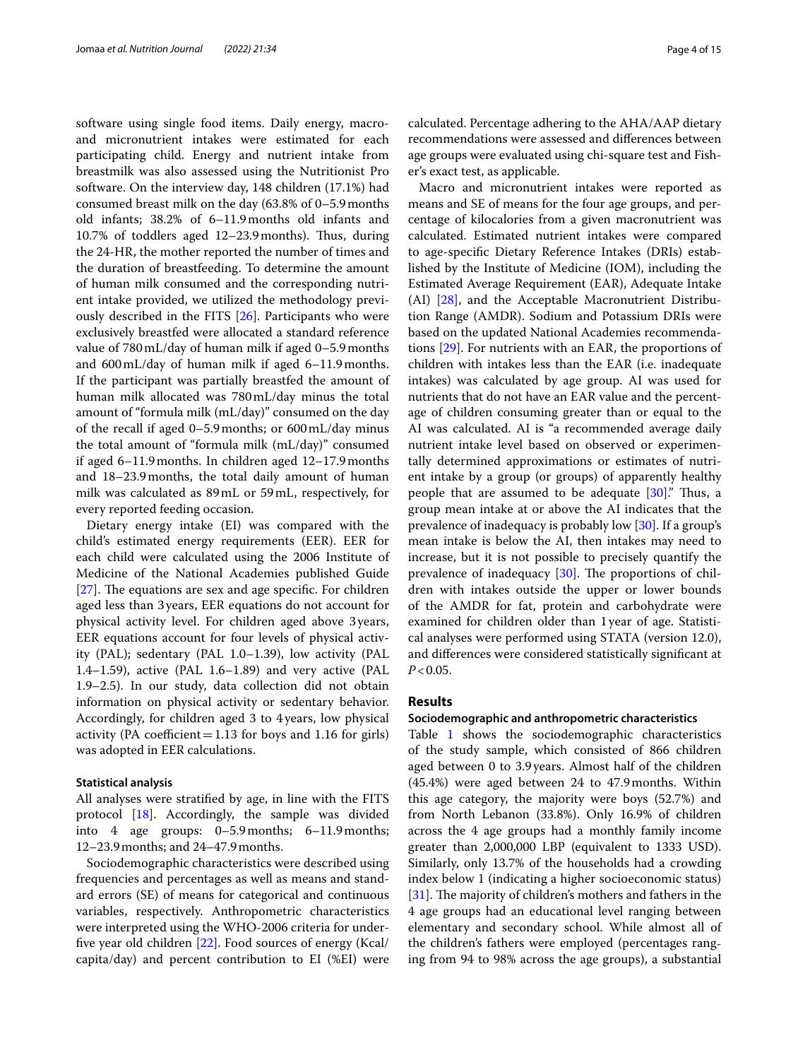software using single food items. Daily energy, macro- and micronutrient intakes were estimated for each participating child. Energy and nutrient intake from breastmilk was also assessed using the Nutritionist Pro software. On the interview day, 148 children (17.1%) had consumed breast milk on the day (63.8% of 0–5.9 months old infants; 38.2% of 6–11.9 months old infants and 10.7% of toddlers aged 12–23.9 months). Thus, during the 24-HR, the mother reported the number of times and the duration of breastfeeding. To determine the amount of human milk consumed and the corresponding nutrient intake provided, we utilized the methodology previously described in the FITS [26]. Participants who were exclusively breastfed were allocated a standard reference value of 780 mL/day of human milk if aged 0–5.9 months and 600 mL/day of human milk if aged 6–11.9 months. If the participant was partially breastfed the amount of human milk allocated was 780 mL/day minus the total amount of "formula milk (mL/day)" consumed on the day of the recall if aged 0–5.9 months; or 600 mL/day minus the total amount of "formula milk (mL/day)" consumed if aged 6–11.9 months. In children aged 12–17.9 months and 18–23.9 months, the total daily amount of human milk was calculated as 89 mL or 59 mL, respectively, for every reported feeding occasion.

Dietary energy intake (EI) was compared with the child's estimated energy requirements (EER). EER for each child were calculated using the 2006 Institute of Medicine of the National Academies published Guide [27]. The equations are sex and age specific. For children aged less than 3 years, EER equations do not account for physical activity level. For children aged above 3 years, EER equations account for four levels of physical activity (PAL); sedentary (PAL 1.0–1.39), low activity (PAL 1.4–1.59), active (PAL 1.6–1.89) and very active (PAL 1.9–2.5). In our study, data collection did not obtain information on physical activity or sedentary behavior. Accordingly, for children aged 3 to 4 years, low physical activity (PA coefficient = 1.13 for boys and 1.16 for girls) was adopted in EER calculations.

#### Statistical analysis

All analyses were stratified by age, in line with the FITS protocol [18]. Accordingly, the sample was divided into 4 age groups: 0–5.9 months; 6–11.9 months; 12–23.9 months; and 24–47.9 months.

Sociodemographic characteristics were described using frequencies and percentages as well as means and standard errors (SE) of means for categorical and continuous variables, respectively. Anthropometric characteristics were interpreted using the WHO-2006 criteria for under-five year old children [22]. Food sources of energy (Kcal/capita/day) and percent contribution to EI (%EI) were calculated. Percentage adhering to the AHA/AAP dietary recommendations were assessed and differences between age groups were evaluated using chi-square test and Fisher's exact test, as applicable.

Macro and micronutrient intakes were reported as means and SE of means for the four age groups, and percentage of kilocalories from a given macronutrient was calculated. Estimated nutrient intakes were compared to age-specific Dietary Reference Intakes (DRIs) established by the Institute of Medicine (IOM), including the Estimated Average Requirement (EAR), Adequate Intake (AI) [28], and the Acceptable Macronutrient Distribution Range (AMDR). Sodium and Potassium DRIs were based on the updated National Academies recommendations [29]. For nutrients with an EAR, the proportions of children with intakes less than the EAR (i.e. inadequate intakes) was calculated by age group. AI was used for nutrients that do not have an EAR value and the percentage of children consuming greater than or equal to the AI was calculated. AI is "a recommended average daily nutrient intake level based on observed or experimentally determined approximations or estimates of nutrient intake by a group (or groups) of apparently healthy people that are assumed to be adequate [30]." Thus, a group mean intake at or above the AI indicates that the prevalence of inadequacy is probably low [30]. If a group's mean intake is below the AI, then intakes may need to increase, but it is not possible to precisely quantify the prevalence of inadequacy [30]. The proportions of children with intakes outside the upper or lower bounds of the AMDR for fat, protein and carbohydrate were examined for children older than 1 year of age. Statistical analyses were performed using STATA (version 12.0), and differences were considered statistically significant at $P < 0.05$.

## Results

#### Sociodemographic and anthropometric characteristics

Table 1 shows the sociodemographic characteristics of the study sample, which consisted of 866 children aged between 0 to 3.9 years. Almost half of the children (45.4%) were aged between 24 to 47.9 months. Within this age category, the majority were boys (52.7%) and from North Lebanon (33.8%). Only 16.9% of children across the 4 age groups had a monthly family income greater than 2,000,000 LBP (equivalent to 1333 USD). Similarly, only 13.7% of the households had a crowding index below 1 (indicating a higher socioeconomic status) [31]. The majority of children's mothers and fathers in the 4 age groups had an educational level ranging between elementary and secondary school. While almost all of the children's fathers were employed (percentages ranging from 94 to 98% across the age groups), a substantial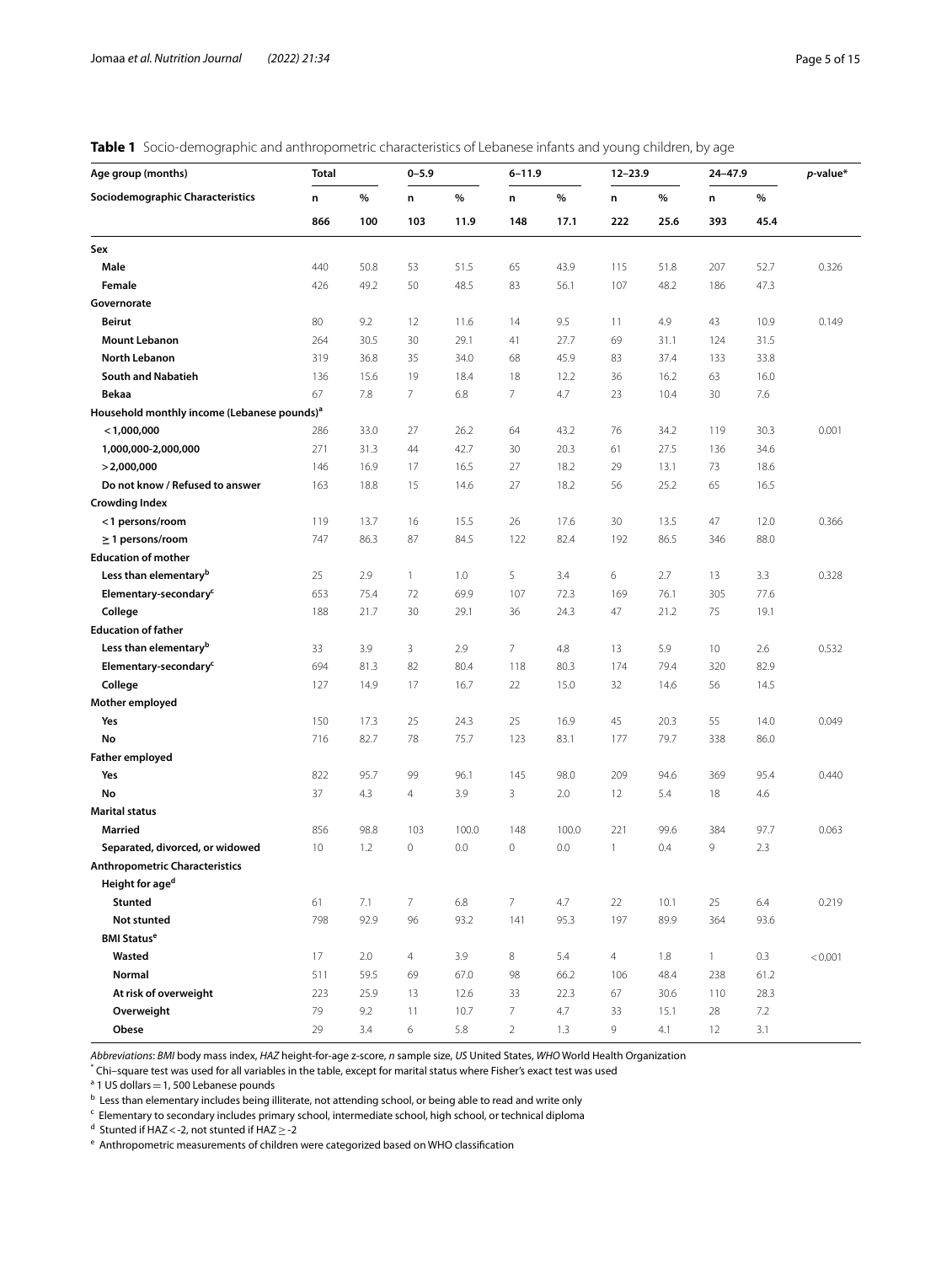**Table 1** Socio-demographic and anthropometric characteristics of Lebanese infants and young children, by age

| Age group (months) | Total | | 0–5.9 | | 6–11.9 | | 12–23.9 | | 24–47.9 | | *p*-value* |
|---|---|---|---|---|---|---|---|---|---|---|---|
| **Sociodemographic Characteristics** | n | % | n | % | n | % | n | % | n | % | |
| | 866 | 100 | 103 | 11.9 | 148 | 17.1 | 222 | 25.6 | 393 | 45.4 | |
| **Sex** | | | | | | | | | | | |
| Male | 440 | 50.8 | 53 | 51.5 | 65 | 43.9 | 115 | 51.8 | 207 | 52.7 | 0.326 |
| Female | 426 | 49.2 | 50 | 48.5 | 83 | 56.1 | 107 | 48.2 | 186 | 47.3 | |
| **Governorate** | | | | | | | | | | | |
| Beirut | 80 | 9.2 | 12 | 11.6 | 14 | 9.5 | 11 | 4.9 | 43 | 10.9 | 0.149 |
| Mount Lebanon | 264 | 30.5 | 30 | 29.1 | 41 | 27.7 | 69 | 31.1 | 124 | 31.5 | |
| North Lebanon | 319 | 36.8 | 35 | 34.0 | 68 | 45.9 | 83 | 37.4 | 133 | 33.8 | |
| South and Nabatieh | 136 | 15.6 | 19 | 18.4 | 18 | 12.2 | 36 | 16.2 | 63 | 16.0 | |
| Bekaa | 67 | 7.8 | 7 | 6.8 | 7 | 4.7 | 23 | 10.4 | 30 | 7.6 | |
| **Household monthly income (Lebanese pounds)[a]** | | | | | | | | | | | |
| < 1,000,000 | 286 | 33.0 | 27 | 26.2 | 64 | 43.2 | 76 | 34.2 | 119 | 30.3 | 0.001 |
| 1,000,000-2,000,000 | 271 | 31.3 | 44 | 42.7 | 30 | 20.3 | 61 | 27.5 | 136 | 34.6 | |
| > 2,000,000 | 146 | 16.9 | 17 | 16.5 | 27 | 18.2 | 29 | 13.1 | 73 | 18.6 | |
| Do not know / Refused to answer | 163 | 18.8 | 15 | 14.6 | 27 | 18.2 | 56 | 25.2 | 65 | 16.5 | |
| **Crowding Index** | | | | | | | | | | | |
| < 1 persons/room | 119 | 13.7 | 16 | 15.5 | 26 | 17.6 | 30 | 13.5 | 47 | 12.0 | 0.366 |
| ≥ 1 persons/room | 747 | 86.3 | 87 | 84.5 | 122 | 82.4 | 192 | 86.5 | 346 | 88.0 | |
| **Education of mother** | | | | | | | | | | | |
| Less than elementary[b] | 25 | 2.9 | 1 | 1.0 | 5 | 3.4 | 6 | 2.7 | 13 | 3.3 | 0.328 |
| Elementary-secondary[c] | 653 | 75.4 | 72 | 69.9 | 107 | 72.3 | 169 | 76.1 | 305 | 77.6 | |
| College | 188 | 21.7 | 30 | 29.1 | 36 | 24.3 | 47 | 21.2 | 75 | 19.1 | |
| **Education of father** | | | | | | | | | | | |
| Less than elementary[b] | 33 | 3.9 | 3 | 2.9 | 7 | 4.8 | 13 | 5.9 | 10 | 2.6 | 0.532 |
| Elementary-secondary[c] | 694 | 81.3 | 82 | 80.4 | 118 | 80.3 | 174 | 79.4 | 320 | 82.9 | |
| College | 127 | 14.9 | 17 | 16.7 | 22 | 15.0 | 32 | 14.6 | 56 | 14.5 | |
| **Mother employed** | | | | | | | | | | | |
| Yes | 150 | 17.3 | 25 | 24.3 | 25 | 16.9 | 45 | 20.3 | 55 | 14.0 | 0.049 |
| No | 716 | 82.7 | 78 | 75.7 | 123 | 83.1 | 177 | 79.7 | 338 | 86.0 | |
| **Father employed** | | | | | | | | | | | |
| Yes | 822 | 95.7 | 99 | 96.1 | 145 | 98.0 | 209 | 94.6 | 369 | 95.4 | 0.440 |
| No | 37 | 4.3 | 4 | 3.9 | 3 | 2.0 | 12 | 5.4 | 18 | 4.6 | |
| **Marital status** | | | | | | | | | | | |
| Married | 856 | 98.8 | 103 | 100.0 | 148 | 100.0 | 221 | 99.6 | 384 | 97.7 | 0.063 |
| Separated, divorced, or widowed | 10 | 1.2 | 0 | 0.0 | 0 | 0.0 | 1 | 0.4 | 9 | 2.3 | |
| **Anthropometric Characteristics** | | | | | | | | | | | |
| Height for age[d] | | | | | | | | | | | |
| Stunted | 61 | 7.1 | 7 | 6.8 | 7 | 4.7 | 22 | 10.1 | 25 | 6.4 | 0.219 |
| Not stunted | 798 | 92.9 | 96 | 93.2 | 141 | 95.3 | 197 | 89.9 | 364 | 93.6 | |
| BMI Status[e] | | | | | | | | | | | |
| Wasted | 17 | 2.0 | 4 | 3.9 | 8 | 5.4 | 4 | 1.8 | 1 | 0.3 | < 0.001 |
| Normal | 511 | 59.5 | 69 | 67.0 | 98 | 66.2 | 106 | 48.4 | 238 | 61.2 | |
| At risk of overweight | 223 | 25.9 | 13 | 12.6 | 33 | 22.3 | 67 | 30.6 | 110 | 28.3 | |
| Overweight | 79 | 9.2 | 11 | 10.7 | 7 | 4.7 | 33 | 15.1 | 28 | 7.2 | |
| Obese | 29 | 3.4 | 6 | 5.8 | 2 | 1.3 | 9 | 4.1 | 12 | 3.1 | |

*Abbreviations*: *BMI* body mass index, *HAZ* height-for-age z-score, *n* sample size, *US* United States, *WHO* World Health Organization

[*] Chi–square test was used for all variables in the table, except for marital status where Fisher's exact test was used

[a] 1 US dollars = 1, 500 Lebanese pounds

[b] Less than elementary includes being illiterate, not attending school, or being able to read and write only

[c] Elementary to secondary includes primary school, intermediate school, high school, or technical diploma

[d] Stunted if HAZ < -2, not stunted if HAZ ≥ -2

[e] Anthropometric measurements of children were categorized based on WHO classification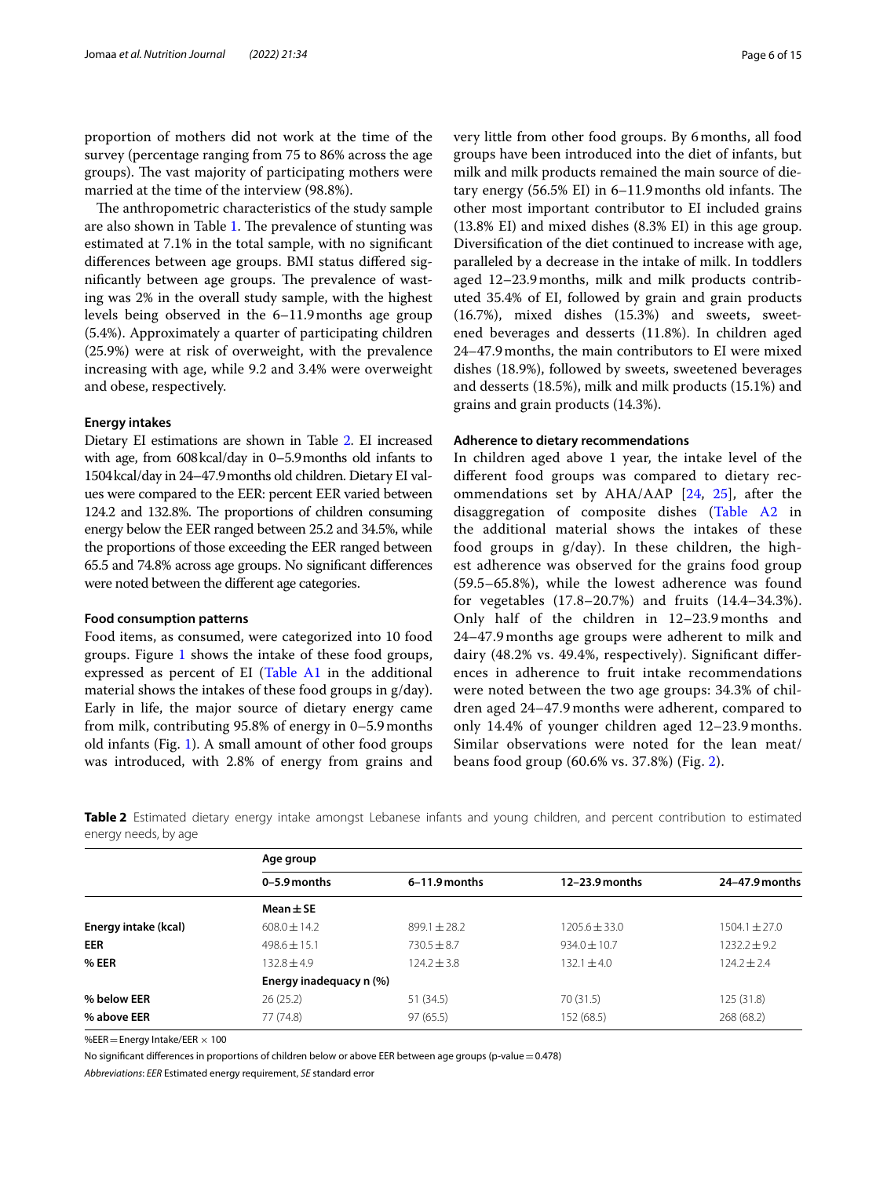proportion of mothers did not work at the time of the survey (percentage ranging from 75 to 86% across the age groups). The vast majority of participating mothers were married at the time of the interview (98.8%).

The anthropometric characteristics of the study sample are also shown in Table 1. The prevalence of stunting was estimated at 7.1% in the total sample, with no significant differences between age groups. BMI status differed significantly between age groups. The prevalence of wasting was 2% in the overall study sample, with the highest levels being observed in the 6–11.9 months age group (5.4%). Approximately a quarter of participating children (25.9%) were at risk of overweight, with the prevalence increasing with age, while 9.2 and 3.4% were overweight and obese, respectively.

### Energy intakes

Dietary EI estimations are shown in Table 2. EI increased with age, from 608 kcal/day in 0–5.9 months old infants to 1504 kcal/day in 24–47.9 months old children. Dietary EI values were compared to the EER: percent EER varied between 124.2 and 132.8%. The proportions of children consuming energy below the EER ranged between 25.2 and 34.5%, while the proportions of those exceeding the EER ranged between 65.5 and 74.8% across age groups. No significant differences were noted between the different age categories.

### Food consumption patterns

Food items, as consumed, were categorized into 10 food groups. Figure 1 shows the intake of these food groups, expressed as percent of EI (Table A1 in the additional material shows the intakes of these food groups in g/day). Early in life, the major source of dietary energy came from milk, contributing 95.8% of energy in 0–5.9 months old infants (Fig. 1). A small amount of other food groups was introduced, with 2.8% of energy from grains and very little from other food groups. By 6 months, all food groups have been introduced into the diet of infants, but milk and milk products remained the main source of dietary energy (56.5% EI) in 6–11.9 months old infants. The other most important contributor to EI included grains (13.8% EI) and mixed dishes (8.3% EI) in this age group. Diversification of the diet continued to increase with age, paralleled by a decrease in the intake of milk. In toddlers aged 12–23.9 months, milk and milk products contributed 35.4% of EI, followed by grain and grain products (16.7%), mixed dishes (15.3%) and sweets, sweetened beverages and desserts (11.8%). In children aged 24–47.9 months, the main contributors to EI were mixed dishes (18.9%), followed by sweets, sweetened beverages and desserts (18.5%), milk and milk products (15.1%) and grains and grain products (14.3%).

### Adherence to dietary recommendations

In children aged above 1 year, the intake level of the different food groups was compared to dietary recommendations set by AHA/AAP [24, 25], after the disaggregation of composite dishes (Table A2 in the additional material shows the intakes of these food groups in g/day). In these children, the highest adherence was observed for the grains food group (59.5–65.8%), while the lowest adherence was found for vegetables (17.8–20.7%) and fruits (14.4–34.3%). Only half of the children in 12–23.9 months and 24–47.9 months age groups were adherent to milk and dairy (48.2% vs. 49.4%, respectively). Significant differences in adherence to fruit intake recommendations were noted between the two age groups: 34.3% of children aged 24–47.9 months were adherent, compared to only 14.4% of younger children aged 12–23.9 months. Similar observations were noted for the lean meat/beans food group (60.6% vs. 37.8%) (Fig. 2).

**Table 2** Estimated dietary energy intake amongst Lebanese infants and young children, and percent contribution to estimated energy needs, by age

| | Age group | | | |
|---|---|---|---|---|
| | **0–5.9 months** | **6–11.9 months** | **12–23.9 months** | **24–47.9 months** |
| | **Mean ± SE** | | | |
| **Energy intake (kcal)** | 608.0 ± 14.2 | 899.1 ± 28.2 | 1205.6 ± 33.0 | 1504.1 ± 27.0 |
| **EER** | 498.6 ± 15.1 | 730.5 ± 8.7 | 934.0 ± 10.7 | 1232.2 ± 9.2 |
| **% EER** | 132.8 ± 4.9 | 124.2 ± 3.8 | 132.1 ± 4.0 | 124.2 ± 2.4 |
| | **Energy inadequacy n (%)** | | | |
| **% below EER** | 26 (25.2) | 51 (34.5) | 70 (31.5) | 125 (31.8) |
| **% above EER** | 77 (74.8) | 97 (65.5) | 152 (68.5) | 268 (68.2) |

%EER = Energy Intake/EER × 100

No significant differences in proportions of children below or above EER between age groups (p-value = 0.478)

*Abbreviations*: *EER* Estimated energy requirement, *SE* standard error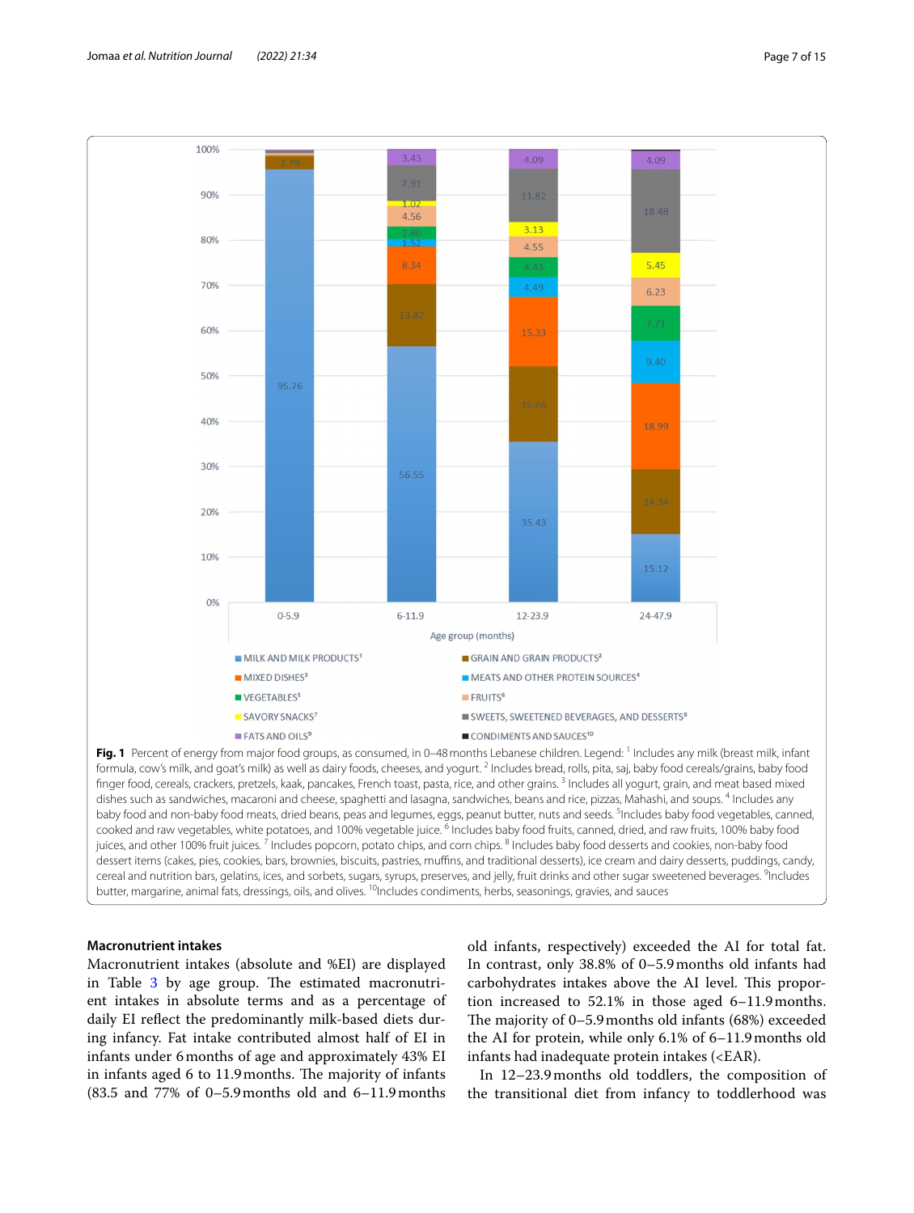**Fig. 1** Percent of energy from major food groups, as consumed, in 0–48 months Lebanese children. Legend: [1] Includes any milk (breast milk, infant formula, cow's milk, and goat's milk) as well as dairy foods, cheeses, and yogurt. [2] Includes bread, rolls, pita, saj, baby food cereals/grains, baby food finger food, cereals, crackers, pretzels, kaak, pancakes, French toast, pasta, rice, and other grains. [3] Includes all yogurt, grain, and meat based mixed dishes such as sandwiches, macaroni and cheese, spaghetti and lasagna, sandwiches, beans and rice, pizzas, Mahashi, and soups. [4] Includes any baby food and non-baby food meats, dried beans, peas and legumes, eggs, peanut butter, nuts and seeds. [5] Includes baby food vegetables, canned, cooked and raw vegetables, white potatoes, and 100% vegetable juice. [6] Includes baby food fruits, canned, dried, and raw fruits, 100% baby food juices, and other 100% fruit juices. [7] Includes popcorn, potato chips, and corn chips. [8] Includes baby food desserts and cookies, non-baby food dessert items (cakes, pies, cookies, bars, brownies, biscuits, pastries, muffins, and traditional desserts), ice cream and dairy desserts, puddings, candy, cereal and nutrition bars, gelatins, ices, and sorbets, sugars, syrups, preserves, and jelly, fruit drinks and other sugar sweetened beverages. [9] Includes butter, margarine, animal fats, dressings, oils, and olives. [10] Includes condiments, herbs, seasonings, gravies, and sauces

### Macronutrient intakes

Macronutrient intakes (absolute and %EI) are displayed in Table 3 by age group. The estimated macronutrient intakes in absolute terms and as a percentage of daily EI reflect the predominantly milk-based diets during infancy. Fat intake contributed almost half of EI in infants under 6 months of age and approximately 43% EI in infants aged 6 to 11.9 months. The majority of infants (83.5 and 77% of 0–5.9 months old and 6–11.9 months old infants, respectively) exceeded the AI for total fat. In contrast, only 38.8% of 0–5.9 months old infants had carbohydrates intakes above the AI level. This proportion increased to 52.1% in those aged 6–11.9 months. The majority of 0–5.9 months old infants (68%) exceeded the AI for protein, while only 6.1% of 6–11.9 months old infants had inadequate protein intakes (<EAR).

In 12–23.9 months old toddlers, the composition of the transitional diet from infancy to toddlerhood was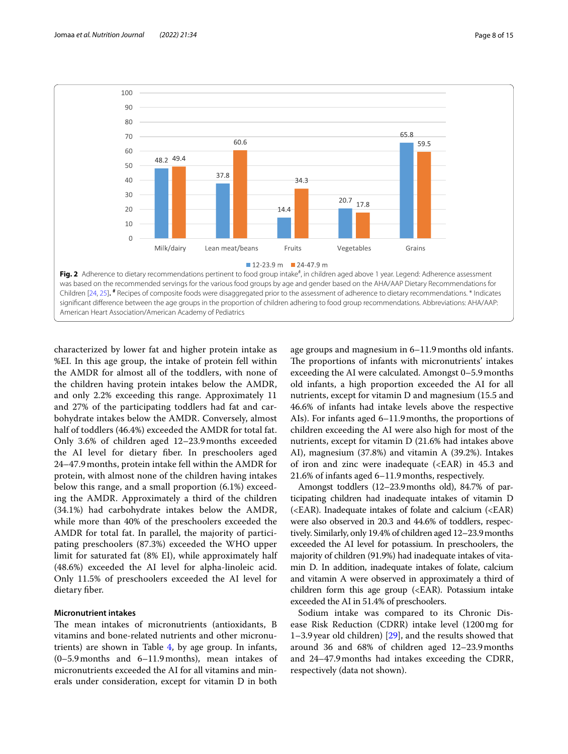**Fig. 2** Adherence to dietary recommendations pertinent to food group intake[#], in children aged above 1 year. Legend: Adherence assessment was based on the recommended servings for the various food groups by age and gender based on the AHA/AAP Dietary Recommendations for Children [24, 25]. [#] Recipes of composite foods were disaggregated prior to the assessment of adherence to dietary recommendations. * Indicates significant difference between the age groups in the proportion of children adhering to food group recommendations. Abbreviations: AHA/AAP: American Heart Association/American Academy of Pediatrics

characterized by lower fat and higher protein intake as %EI. In this age group, the intake of protein fell within the AMDR for almost all of the toddlers, with none of the children having protein intakes below the AMDR, and only 2.2% exceeding this range. Approximately 11 and 27% of the participating toddlers had fat and carbohydrate intakes below the AMDR. Conversely, almost half of toddlers (46.4%) exceeded the AMDR for total fat. Only 3.6% of children aged 12–23.9 months exceeded the AI level for dietary fiber. In preschoolers aged 24–47.9 months, protein intake fell within the AMDR for protein, with almost none of the children having intakes below this range, and a small proportion (6.1%) exceeding the AMDR. Approximately a third of the children (34.1%) had carbohydrate intakes below the AMDR, while more than 40% of the preschoolers exceeded the AMDR for total fat. In parallel, the majority of participating preschoolers (87.3%) exceeded the WHO upper limit for saturated fat (8% EI), while approximately half (48.6%) exceeded the AI level for alpha-linoleic acid. Only 11.5% of preschoolers exceeded the AI level for dietary fiber.

### Micronutrient intakes

The mean intakes of micronutrients (antioxidants, B vitamins and bone-related nutrients and other micronutrients) are shown in Table 4, by age group. In infants, (0–5.9 months and 6–11.9 months), mean intakes of micronutrients exceeded the AI for all vitamins and minerals under consideration, except for vitamin D in both age groups and magnesium in 6–11.9 months old infants. The proportions of infants with micronutrients' intakes exceeding the AI were calculated. Amongst 0–5.9 months old infants, a high proportion exceeded the AI for all nutrients, except for vitamin D and magnesium (15.5 and 46.6% of infants had intake levels above the respective AIs). For infants aged 6–11.9 months, the proportions of children exceeding the AI were also high for most of the nutrients, except for vitamin D (21.6% had intakes above AI), magnesium (37.8%) and vitamin A (39.2%). Intakes of iron and zinc were inadequate (<EAR) in 45.3 and 21.6% of infants aged 6–11.9 months, respectively.

Amongst toddlers (12–23.9 months old), 84.7% of participating children had inadequate intakes of vitamin D (<EAR). Inadequate intakes of folate and calcium (<EAR) were also observed in 20.3 and 44.6% of toddlers, respectively. Similarly, only 19.4% of children aged 12–23.9 months exceeded the AI level for potassium. In preschoolers, the majority of children (91.9%) had inadequate intakes of vitamin D. In addition, inadequate intakes of folate, calcium and vitamin A were observed in approximately a third of children form this age group (<EAR). Potassium intake exceeded the AI in 51.4% of preschoolers.

Sodium intake was compared to its Chronic Disease Risk Reduction (CDRR) intake level (1200 mg for 1–3.9 year old children) [29], and the results showed that around 36 and 68% of children aged 12–23.9 months and 24–47.9 months had intakes exceeding the CDRR, respectively (data not shown).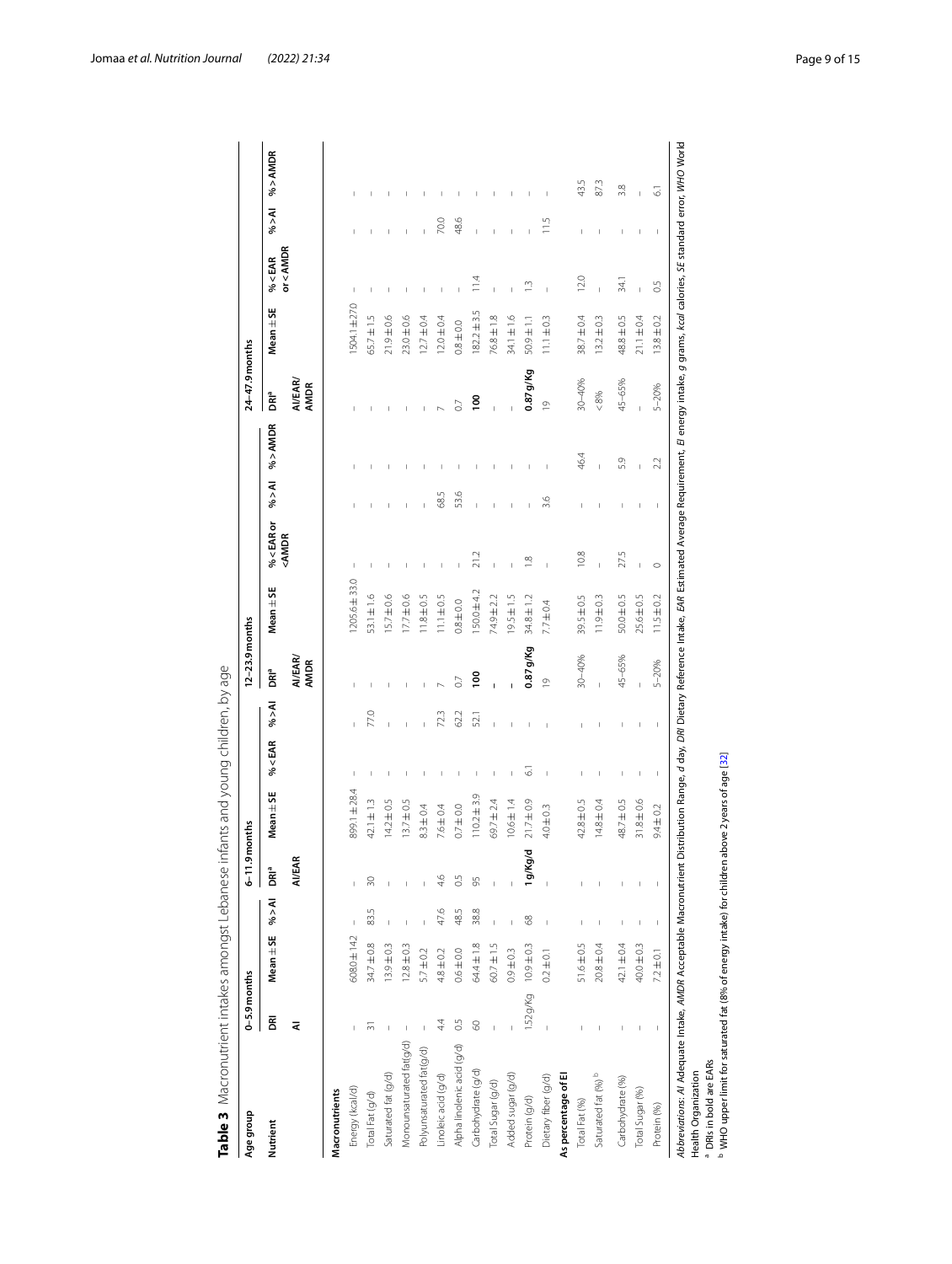**Table 3** Macronutrient intakes amongst Lebanese infants and young children, by age

| Age group | 0–5.9 months | | | 6–11.9 months | | | | 12–23.9 months | | | | | 24–47.9 months | | | | |
|---|---|---|---|---|---|---|---|---|---|---|---|---|---|---|---|---|---|
| Nutrient | DRI | Mean ± SE | % > AI | DRI[a] | Mean ± SE | % < EAR | % > AI | DRI[a] | Mean ± SE | % < EAR or < AMDR | % > AI | % > AMDR | DRI[a] | Mean ± SE | % < EAR or < AMDR | % > AI | % > AMDR |
| | AI | | | AI/EAR | | | | AI/EAR/AMDR | | | | | AI/EAR/AMDR | | | | |
| **Macronutrients** | | | | | | | | | | | | | | | | | |
| Energy (kcal/d) | – | 608.0 ± 14.2 | – | – | 899.1 ± 28.4 | – | – | – | 1205.6 ± 33.0 | – | – | – | – | 1504.1 ± 27.0 | – | – | – |
| Total Fat (g/d) | 31 | 34.7 ± 0.8 | 83.5 | 30 | 42.1 ± 1.3 | – | 77.0 | – | 53.1 ± 1.6 | – | – | – | – | 65.7 ± 1.5 | – | – | – |
| Saturated fat (g/d) | – | 13.9 ± 0.3 | – | – | 14.2 ± 0.5 | – | – | – | 15.7 ± 0.6 | – | – | – | – | 21.9 ± 0.6 | – | – | – |
| Monounsaturated fat(g/d) | – | 12.8 ± 0.3 | – | – | 13.7 ± 0.5 | – | – | – | 17.7 ± 0.6 | – | – | – | – | 23.0 ± 0.6 | – | – | – |
| Polyunsaturated fat(g/d) | – | 5.7 ± 0.2 | – | – | 8.3 ± 0.4 | – | – | – | 11.8 ± 0.5 | – | – | – | – | 12.7 ± 0.4 | – | – | – |
| Linoleic acid (g/d) | 4.4 | 4.8 ± 0.2 | 47.6 | 4.6 | 7.6 ± 0.4 | – | 72.3 | 7 | 11.1 ± 0.5 | – | 68.5 | – | 7 | 12.0 ± 0.4 | – | 70.0 | – |
| Alpha linolenic acid (g/d) | 0.5 | 0.6 ± 0.0 | 48.5 | 0.5 | 0.7 ± 0.0 | – | 62.2 | 0.7 | 0.8 ± 0.0 | – | 53.6 | – | 0.7 | 0.8 ± 0.0 | – | 48.6 | – |
| Carbohydrate (g/d) | 60 | 64.4 ± 1.8 | 38.8 | 95 | 110.2 ± 3.9 | – | 52.1 | **100** | 150.0 ± 4.2 | 21.2 | – | – | **100** | 182.2 ± 3.5 | 11.4 | – | – |
| Total Sugar (g/d) | – | 60.7 ± 1.5 | – | – | 69.7 ± 2.4 | – | – | – | 74.9 ± 2.2 | – | – | – | – | 76.8 ± 1.8 | – | – | – |
| Added sugar (g/d) | – | 0.9 ± 0.3 | – | – | 10.6 ± 1.4 | – | – | – | 19.5 ± 1.5 | – | – | – | – | 34.1 ± 1.6 | – | – | – |
| Protein (g/d) | 1.52 g/Kg | 10.9 ± 0.3 | 68 | **1 g/Kg/d** | 21.7 ± 0.9 | 6.1 | – | **0.87 g/Kg** | 34.8 ± 1.2 | 1.8 | – | – | **0.87 g/Kg** | 50.9 ± 1.1 | 1.3 | – | – |
| Dietary fiber (g/d) | – | 0.2 ± 0.1 | – | – | 4.0 ± 0.3 | – | – | 19 | 7.7 ± 0.4 | – | 3.6 | – | 19 | 11.1 ± 0.3 | – | 11.5 | – |
| **As percentage of EI** | | | | | | | | | | | | | | | | | |
| Total Fat (%) | – | 51.6 ± 0.5 | – | – | 42.8 ± 0.5 | – | – | 30–40% | 39.5 ± 0.5 | 10.8 | – | 46.4 | 30–40% | 38.7 ± 0.4 | 12.0 | – | 43.5 |
| Saturated fat (%)[b] | – | 20.8 ± 0.4 | – | – | 14.8 ± 0.4 | – | – | – | 11.9 ± 0.3 | – | – | – | < 8% | 13.2 ± 0.3 | – | – | 87.3 |
| Carbohydrate (%) | – | 42.1 ± 0.4 | – | – | 48.7 ± 0.5 | – | – | 45–65% | 50.0 ± 0.5 | 27.5 | – | 5.9 | 45–65% | 48.8 ± 0.5 | 34.1 | – | 3.8 |
| Total Sugar (%) | – | 40.0 ± 0.3 | – | – | 31.8 ± 0.6 | – | – | – | 25.6 ± 0.5 | – | – | – | – | 21.1 ± 0.4 | – | – | – |
| Protein (%) | – | 7.2 ± 0.1 | – | – | 9.4 ± 0.2 | – | – | 5–20% | 11.5 ± 0.2 | 0 | – | 2.2 | 5–20% | 13.8 ± 0.2 | 0.5 | – | 6.1 |

*Abbreviations: AI* Adequate Intake, *AMDR* Acceptable Macronutrient Distribution Range, *d* day, *DRI* Dietary Reference Intake, *EAR* Estimated Average Requirement, *EI* energy intake, *g* grams, *kcal* calories, *SE* standard error, *WHO* World Health Organization

[a] DRIs in bold are EARs

[b] WHO upper limit for saturated fat (8% of energy intake) for children above 2 years of age [32]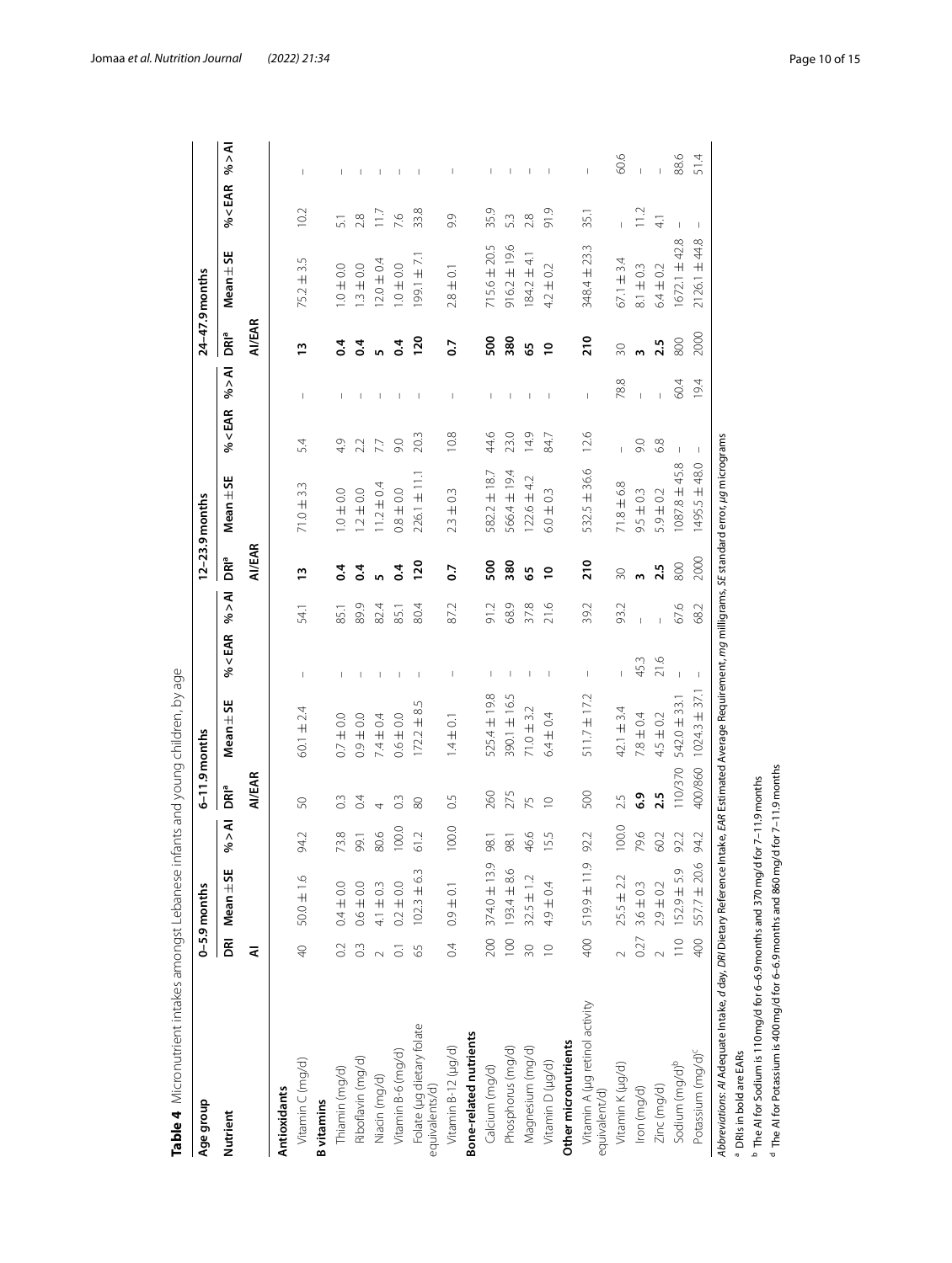**Table 4** Micronutrient intakes amongst Lebanese infants and young children, by age

| Age group | 0–5.9 months | | | 6–11.9 months | | | | 12–23.9 months | | | | 24–47.9 months | | | |
|---|---|---|---|---|---|---|---|---|---|---|---|---|---|---|---|
| Nutrient | DRI | Mean ± SE | % > AI | DRI[a] | Mean ± SE | % < EAR | % > AI | DRI[a] | Mean ± SE | % < EAR | % > AI | DRI[a] | Mean ± SE | % < EAR | % > AI |
| | AI | | | AI/EAR | | | | AI/EAR | | | | AI/EAR | | | |
| **Antioxidants** | | | | | | | | | | | | | | | |
| Vitamin C (mg/d) | 40 | 50.0 ± 1.6 | 94.2 | 50 | 60.1 ± 2.4 | – | 54.1 | **13** | 71.0 ± 3.3 | 5.4 | – | **13** | 75.2 ± 3.5 | 10.2 | – |
| **B vitamins** | | | | | | | | | | | | | | | |
| Thiamin (mg/d) | 0.2 | 0.4 ± 0.0 | 73.8 | 0.3 | 0.7 ± 0.0 | – | 85.1 | **0.4** | 1.0 ± 0.0 | 4.9 | – | **0.4** | 1.0 ± 0.0 | 5.1 | – |
| Riboflavin (mg/d) | 0.3 | 0.6 ± 0.0 | 99.1 | 0.4 | 0.9 ± 0.0 | – | 89.9 | **0.4** | 1.2 ± 0.0 | 2.2 | – | **0.4** | 1.3 ± 0.0 | 2.8 | – |
| Niacin (mg/d) | 2 | 4.1 ± 0.3 | 80.6 | 4 | 7.4 ± 0.4 | – | 82.4 | **5** | 11.2 ± 0.4 | 7.7 | – | **5** | 12.0 ± 0.4 | 11.7 | – |
| Vitamin B-6 (mg/d) | 0.1 | 0.2 ± 0.0 | 100.0 | 0.3 | 0.6 ± 0.0 | – | 85.1 | **0.4** | 0.8 ± 0.0 | 9.0 | – | **0.4** | 1.0 ± 0.0 | 7.6 | – |
| Folate (μg dietary folate equivalents/d) | 65 | 102.3 ± 6.3 | 61.2 | 80 | 172.2 ± 8.5 | – | 80.4 | **120** | 226.1 ± 11.1 | 20.3 | – | **120** | 199.1 ± 7.1 | 33.8 | – |
| Vitamin B-12 (μg/d) | 0.4 | 0.9 ± 0.1 | 100.0 | 0.5 | 1.4 ± 0.1 | – | 87.2 | **0.7** | 2.3 ± 0.3 | 10.8 | – | **0.7** | 2.8 ± 0.1 | 9.9 | – |
| **Bone-related nutrients** | | | | | | | | | | | | | | | |
| Calcium (mg/d) | 200 | 374.0 ± 13.9 | 98.1 | 260 | 525.4 ± 19.8 | – | 91.2 | **500** | 582.2 ± 18.7 | 44.6 | – | **500** | 715.6 ± 20.5 | 35.9 | – |
| Phosphorus (mg/d) | 100 | 193.4 ± 8.6 | 98.1 | 275 | 390.1 ± 16.5 | – | 68.9 | **380** | 566.4 ± 19.4 | 23.0 | – | **380** | 916.2 ± 19.6 | 5.3 | – |
| Magnesium (mg/d) | 30 | 32.5 ± 1.2 | 46.6 | 75 | 71.0 ± 3.2 | – | 37.8 | **65** | 122.6 ± 4.2 | 14.9 | – | **65** | 184.2 ± 4.1 | 2.8 | – |
| Vitamin D (μg/d) | 10 | 4.9 ± 0.4 | 15.5 | 10 | 6.4 ± 0.4 | – | 21.6 | **10** | 6.0 ± 0.3 | 84.7 | – | **10** | 4.2 ± 0.2 | 91.9 | – |
| **Other micronutrients** | | | | | | | | | | | | | | | |
| Vitamin A (μg retinol activity equivalent/d) | 400 | 519.9 ± 11.9 | 92.2 | 500 | 511.7 ± 17.2 | – | 39.2 | **210** | 532.5 ± 36.6 | 12.6 | – | **210** | 348.4 ± 23.3 | 35.1 | – |
| Vitamin K (μg/d) | 2 | 25.5 ± 2.2 | 100.0 | 2.5 | 42.1 ± 3.4 | – | 93.2 | 30 | 71.8 ± 6.8 | – | 78.8 | 30 | 67.1 ± 3.4 | – | 60.6 |
| Iron (mg/d) | 0.27 | 3.6 ± 0.3 | 79.6 | **6.9** | 7.8 ± 0.4 | 45.3 | – | **3** | 9.5 ± 0.3 | 9.0 | – | **3** | 8.1 ± 0.3 | 11.2 | – |
| Zinc (mg/d) | 2 | 2.9 ± 0.2 | 60.2 | **2.5** | 4.5 ± 0.2 | 21.6 | – | **2.5** | 5.9 ± 0.2 | 6.8 | – | **2.5** | 6.4 ± 0.2 | 4.1 | – |
| Sodium (mg/d)[b] | 110 | 152.9 ± 5.9 | 92.2 | 110/370 | 542.0 ± 33.1 | – | 67.6 | 800 | 1087.8 ± 45.8 | – | 60.4 | 800 | 1672.1 ± 42.8 | – | 88.6 |
| Potassium (mg/d)[c] | 400 | 557.7 ± 20.6 | 94.2 | 400/860 | 1024.3 ± 37.1 | – | 68.2 | 2000 | 1495.5 ± 48.0 | – | 19.4 | 2000 | 2126.1 ± 44.8 | – | 51.4 |

*Abbreviations*: *AI* Adequate Intake, *d* day, *DRI* Dietary Reference Intake, *EAR* Estimated Average Requirement, *mg* milligrams, *SE* standard error, *μg* micrograms

[a] DRIs in bold are EARs

[b] The AI for Sodium is 110 mg/d for 6–6.9 months and 370 mg/d for 7–11.9 months

[d] The AI for Potassium is 400 mg/d for 6–6.9 months and 860 mg/d for 7–11.9 months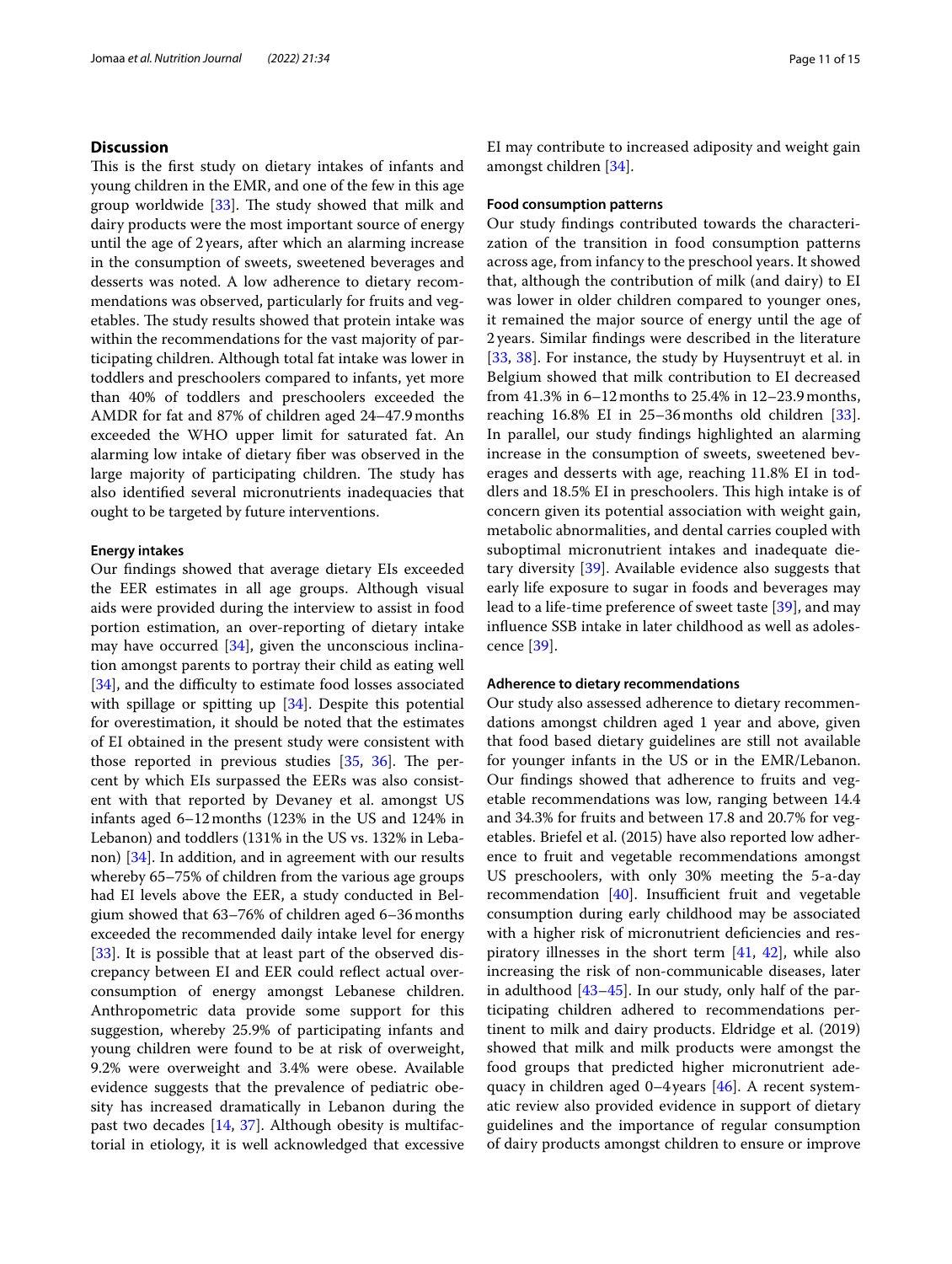## Discussion

This is the first study on dietary intakes of infants and young children in the EMR, and one of the few in this age group worldwide [33]. The study showed that milk and dairy products were the most important source of energy until the age of 2 years, after which an alarming increase in the consumption of sweets, sweetened beverages and desserts was noted. A low adherence to dietary recommendations was observed, particularly for fruits and vegetables. The study results showed that protein intake was within the recommendations for the vast majority of participating children. Although total fat intake was lower in toddlers and preschoolers compared to infants, yet more than 40% of toddlers and preschoolers exceeded the AMDR for fat and 87% of children aged 24–47.9 months exceeded the WHO upper limit for saturated fat. An alarming low intake of dietary fiber was observed in the large majority of participating children. The study has also identified several micronutrients inadequacies that ought to be targeted by future interventions.

### Energy intakes

Our findings showed that average dietary EIs exceeded the EER estimates in all age groups. Although visual aids were provided during the interview to assist in food portion estimation, an over-reporting of dietary intake may have occurred [34], given the unconscious inclination amongst parents to portray their child as eating well [34], and the difficulty to estimate food losses associated with spillage or spitting up [34]. Despite this potential for overestimation, it should be noted that the estimates of EI obtained in the present study were consistent with those reported in previous studies [35, 36]. The percent by which EIs surpassed the EERs was also consistent with that reported by Devaney et al. amongst US infants aged 6–12 months (123% in the US and 124% in Lebanon) and toddlers (131% in the US vs. 132% in Lebanon) [34]. In addition, and in agreement with our results whereby 65–75% of children from the various age groups had EI levels above the EER, a study conducted in Belgium showed that 63–76% of children aged 6–36 months exceeded the recommended daily intake level for energy [33]. It is possible that at least part of the observed discrepancy between EI and EER could reflect actual over-consumption of energy amongst Lebanese children. Anthropometric data provide some support for this suggestion, whereby 25.9% of participating infants and young children were found to be at risk of overweight, 9.2% were overweight and 3.4% were obese. Available evidence suggests that the prevalence of pediatric obesity has increased dramatically in Lebanon during the past two decades [14, 37]. Although obesity is multifactorial in etiology, it is well acknowledged that excessive EI may contribute to increased adiposity and weight gain amongst children [34].

### Food consumption patterns

Our study findings contributed towards the characterization of the transition in food consumption patterns across age, from infancy to the preschool years. It showed that, although the contribution of milk (and dairy) to EI was lower in older children compared to younger ones, it remained the major source of energy until the age of 2 years. Similar findings were described in the literature [33, 38]. For instance, the study by Huysentruyt et al. in Belgium showed that milk contribution to EI decreased from 41.3% in 6–12 months to 25.4% in 12–23.9 months, reaching 16.8% EI in 25–36 months old children [33]. In parallel, our study findings highlighted an alarming increase in the consumption of sweets, sweetened beverages and desserts with age, reaching 11.8% EI in toddlers and 18.5% EI in preschoolers. This high intake is of concern given its potential association with weight gain, metabolic abnormalities, and dental carries coupled with suboptimal micronutrient intakes and inadequate dietary diversity [39]. Available evidence also suggests that early life exposure to sugar in foods and beverages may lead to a life-time preference of sweet taste [39], and may influence SSB intake in later childhood as well as adolescence [39].

### Adherence to dietary recommendations

Our study also assessed adherence to dietary recommendations amongst children aged 1 year and above, given that food based dietary guidelines are still not available for younger infants in the US or in the EMR/Lebanon. Our findings showed that adherence to fruits and vegetable recommendations was low, ranging between 14.4 and 34.3% for fruits and between 17.8 and 20.7% for vegetables. Briefel et al. (2015) have also reported low adherence to fruit and vegetable recommendations amongst US preschoolers, with only 30% meeting the 5-a-day recommendation [40]. Insufficient fruit and vegetable consumption during early childhood may be associated with a higher risk of micronutrient deficiencies and respiratory illnesses in the short term [41, 42], while also increasing the risk of non-communicable diseases, later in adulthood [43–45]. In our study, only half of the participating children adhered to recommendations pertinent to milk and dairy products. Eldridge et al. (2019) showed that milk and milk products were amongst the food groups that predicted higher micronutrient adequacy in children aged 0–4 years [46]. A recent systematic review also provided evidence in support of dietary guidelines and the importance of regular consumption of dairy products amongst children to ensure or improve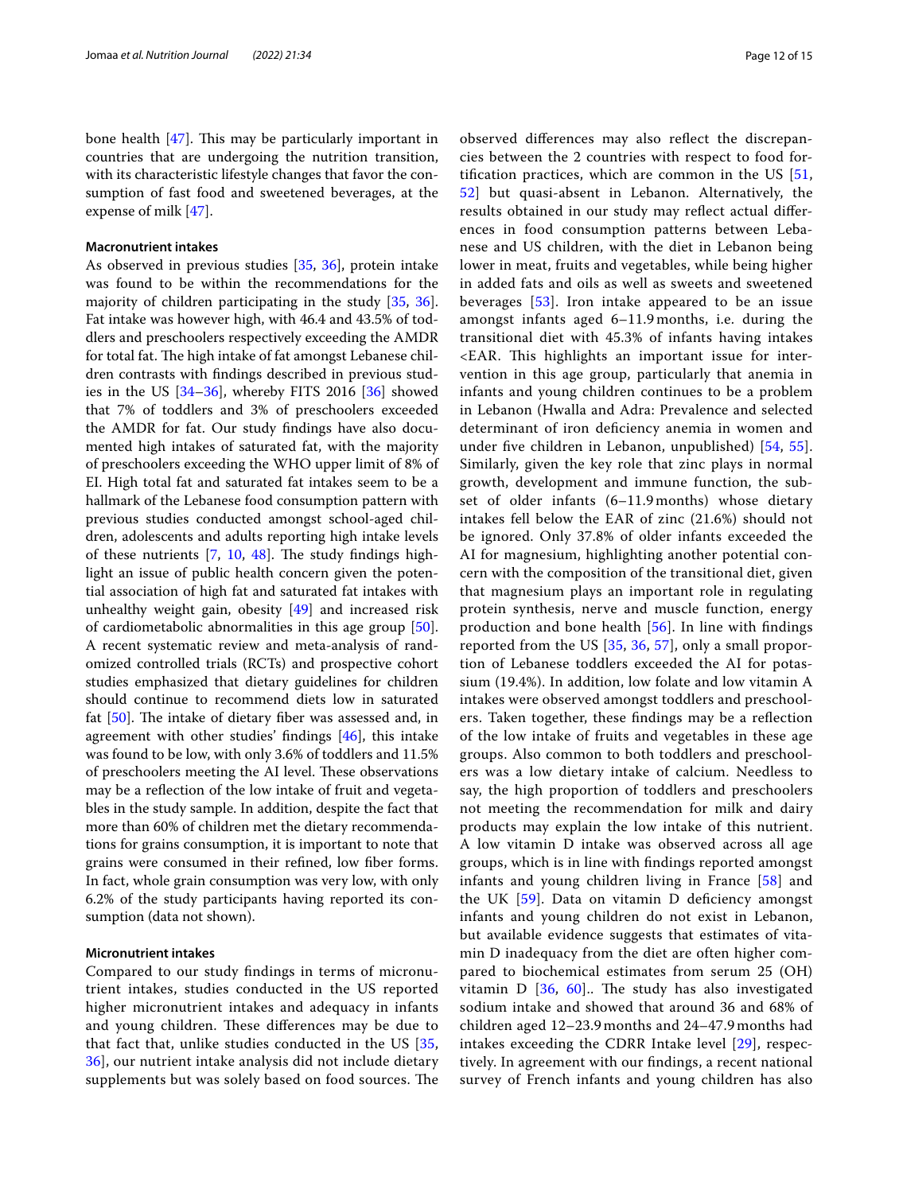bone health [47]. This may be particularly important in countries that are undergoing the nutrition transition, with its characteristic lifestyle changes that favor the consumption of fast food and sweetened beverages, at the expense of milk [47].

#### Macronutrient intakes

As observed in previous studies [35, 36], protein intake was found to be within the recommendations for the majority of children participating in the study [35, 36]. Fat intake was however high, with 46.4 and 43.5% of toddlers and preschoolers respectively exceeding the AMDR for total fat. The high intake of fat amongst Lebanese children contrasts with findings described in previous studies in the US [34–36], whereby FITS 2016 [36] showed that 7% of toddlers and 3% of preschoolers exceeded the AMDR for fat. Our study findings have also documented high intakes of saturated fat, with the majority of preschoolers exceeding the WHO upper limit of 8% of EI. High total fat and saturated fat intakes seem to be a hallmark of the Lebanese food consumption pattern with previous studies conducted amongst school-aged children, adolescents and adults reporting high intake levels of these nutrients [7, 10, 48]. The study findings highlight an issue of public health concern given the potential association of high fat and saturated fat intakes with unhealthy weight gain, obesity [49] and increased risk of cardiometabolic abnormalities in this age group [50]. A recent systematic review and meta-analysis of randomized controlled trials (RCTs) and prospective cohort studies emphasized that dietary guidelines for children should continue to recommend diets low in saturated fat [50]. The intake of dietary fiber was assessed and, in agreement with other studies' findings [46], this intake was found to be low, with only 3.6% of toddlers and 11.5% of preschoolers meeting the AI level. These observations may be a reflection of the low intake of fruit and vegetables in the study sample. In addition, despite the fact that more than 60% of children met the dietary recommendations for grains consumption, it is important to note that grains were consumed in their refined, low fiber forms. In fact, whole grain consumption was very low, with only 6.2% of the study participants having reported its consumption (data not shown).

#### Micronutrient intakes

Compared to our study findings in terms of micronutrient intakes, studies conducted in the US reported higher micronutrient intakes and adequacy in infants and young children. These differences may be due to that fact that, unlike studies conducted in the US [35, 36], our nutrient intake analysis did not include dietary supplements but was solely based on food sources. The observed differences may also reflect the discrepancies between the 2 countries with respect to food fortification practices, which are common in the US [51, 52] but quasi-absent in Lebanon. Alternatively, the results obtained in our study may reflect actual differences in food consumption patterns between Lebanese and US children, with the diet in Lebanon being lower in meat, fruits and vegetables, while being higher in added fats and oils as well as sweets and sweetened beverages [53]. Iron intake appeared to be an issue amongst infants aged 6–11.9 months, i.e. during the transitional diet with 45.3% of infants having intakes <EAR. This highlights an important issue for intervention in this age group, particularly that anemia in infants and young children continues to be a problem in Lebanon (Hwalla and Adra: Prevalence and selected determinant of iron deficiency anemia in women and under five children in Lebanon, unpublished) [54, 55]. Similarly, given the key role that zinc plays in normal growth, development and immune function, the subset of older infants (6–11.9 months) whose dietary intakes fell below the EAR of zinc (21.6%) should not be ignored. Only 37.8% of older infants exceeded the AI for magnesium, highlighting another potential concern with the composition of the transitional diet, given that magnesium plays an important role in regulating protein synthesis, nerve and muscle function, energy production and bone health [56]. In line with findings reported from the US [35, 36, 57], only a small proportion of Lebanese toddlers exceeded the AI for potassium (19.4%). In addition, low folate and low vitamin A intakes were observed amongst toddlers and preschoolers. Taken together, these findings may be a reflection of the low intake of fruits and vegetables in these age groups. Also common to both toddlers and preschoolers was a low dietary intake of calcium. Needless to say, the high proportion of toddlers and preschoolers not meeting the recommendation for milk and dairy products may explain the low intake of this nutrient. A low vitamin D intake was observed across all age groups, which is in line with findings reported amongst infants and young children living in France [58] and the UK [59]. Data on vitamin D deficiency amongst infants and young children do not exist in Lebanon, but available evidence suggests that estimates of vitamin D inadequacy from the diet are often higher compared to biochemical estimates from serum 25 (OH) vitamin D [36, 60].. The study has also investigated sodium intake and showed that around 36 and 68% of children aged 12–23.9 months and 24–47.9 months had intakes exceeding the CDRR Intake level [29], respectively. In agreement with our findings, a recent national survey of French infants and young children has also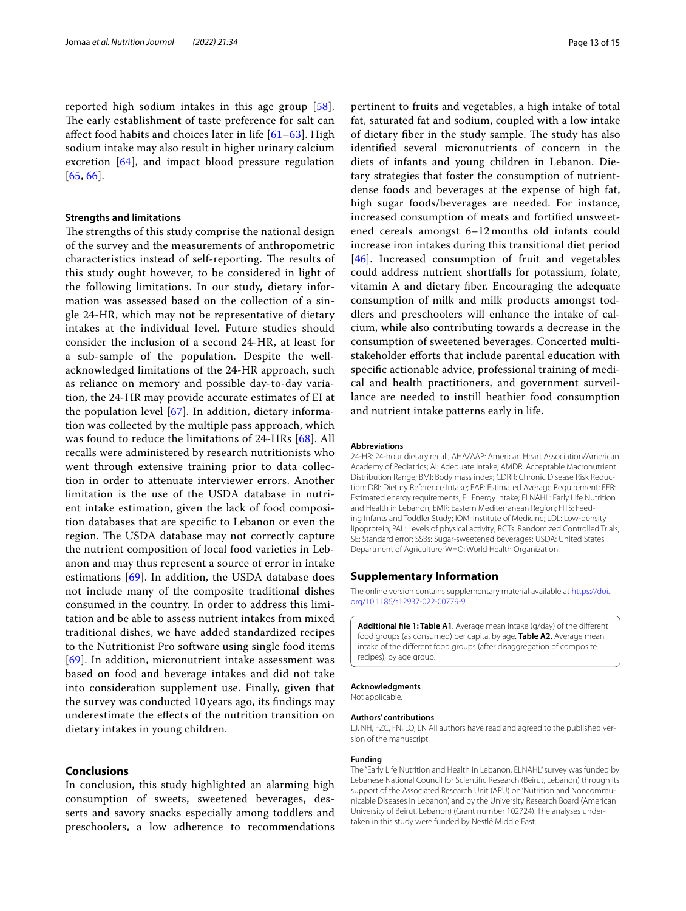reported high sodium intakes in this age group [58]. The early establishment of taste preference for salt can affect food habits and choices later in life [61–63]. High sodium intake may also result in higher urinary calcium excretion [64], and impact blood pressure regulation [65, 66].

### Strengths and limitations

The strengths of this study comprise the national design of the survey and the measurements of anthropometric characteristics instead of self-reporting. The results of this study ought however, to be considered in light of the following limitations. In our study, dietary information was assessed based on the collection of a single 24-HR, which may not be representative of dietary intakes at the individual level. Future studies should consider the inclusion of a second 24-HR, at least for a sub-sample of the population. Despite the well-acknowledged limitations of the 24-HR approach, such as reliance on memory and possible day-to-day variation, the 24-HR may provide accurate estimates of EI at the population level [67]. In addition, dietary information was collected by the multiple pass approach, which was found to reduce the limitations of 24-HRs [68]. All recalls were administered by research nutritionists who went through extensive training prior to data collection in order to attenuate interviewer errors. Another limitation is the use of the USDA database in nutrient intake estimation, given the lack of food composition databases that are specific to Lebanon or even the region. The USDA database may not correctly capture the nutrient composition of local food varieties in Lebanon and may thus represent a source of error in intake estimations [69]. In addition, the USDA database does not include many of the composite traditional dishes consumed in the country. In order to address this limitation and be able to assess nutrient intakes from mixed traditional dishes, we have added standardized recipes to the Nutritionist Pro software using single food items [69]. In addition, micronutrient intake assessment was based on food and beverage intakes and did not take into consideration supplement use. Finally, given that the survey was conducted 10 years ago, its findings may underestimate the effects of the nutrition transition on dietary intakes in young children.

## Conclusions

In conclusion, this study highlighted an alarming high consumption of sweets, sweetened beverages, desserts and savory snacks especially among toddlers and preschoolers, a low adherence to recommendations pertinent to fruits and vegetables, a high intake of total fat, saturated fat and sodium, coupled with a low intake of dietary fiber in the study sample. The study has also identified several micronutrients of concern in the diets of infants and young children in Lebanon. Dietary strategies that foster the consumption of nutrient-dense foods and beverages at the expense of high fat, high sugar foods/beverages are needed. For instance, increased consumption of meats and fortified unsweetened cereals amongst 6–12 months old infants could increase iron intakes during this transitional diet period [46]. Increased consumption of fruit and vegetables could address nutrient shortfalls for potassium, folate, vitamin A and dietary fiber. Encouraging the adequate consumption of milk and milk products amongst toddlers and preschoolers will enhance the intake of calcium, while also contributing towards a decrease in the consumption of sweetened beverages. Concerted multi-stakeholder efforts that include parental education with specific actionable advice, professional training of medical and health practitioners, and government surveillance are needed to instill heathier food consumption and nutrient intake patterns early in life.

#### Abbreviations

24-HR: 24-hour dietary recall; AHA/AAP: American Heart Association/American Academy of Pediatrics; AI: Adequate Intake; AMDR: Acceptable Macronutrient Distribution Range; BMI: Body mass index; CDRR: Chronic Disease Risk Reduction; DRI: Dietary Reference Intake; EAR: Estimated Average Requirement; EER: Estimated energy requirements; EI: Energy intake; ELNAHL: Early Life Nutrition and Health in Lebanon; EMR: Eastern Mediterranean Region; FITS: Feeding Infants and Toddler Study; IOM: Institute of Medicine; LDL: Low-density lipoprotein; PAL: Levels of physical activity; RCTs: Randomized Controlled Trials; SE: Standard error; SSBs: Sugar-sweetened beverages; USDA: United States Department of Agriculture; WHO: World Health Organization.

## Supplementary Information

The online version contains supplementary material available at https://doi.org/10.1186/s12937-022-00779-9.

**Additional file 1: Table A1**. Average mean intake (g/day) of the different food groups (as consumed) per capita, by age. **Table A2.** Average mean intake of the different food groups (after disaggregation of composite recipes), by age group.

#### Acknowledgments

Not applicable.

#### Authors' contributions

LJ, NH, FZC, FN, LO, LN All authors have read and agreed to the published version of the manuscript.

#### Funding

The "Early Life Nutrition and Health in Lebanon, ELNAHL" survey was funded by Lebanese National Council for Scientific Research (Beirut, Lebanon) through its support of the Associated Research Unit (ARU) on 'Nutrition and Noncommunicable Diseases in Lebanon', and by the University Research Board (American University of Beirut, Lebanon) (Grant number 102724). The analyses undertaken in this study were funded by Nestlé Middle East.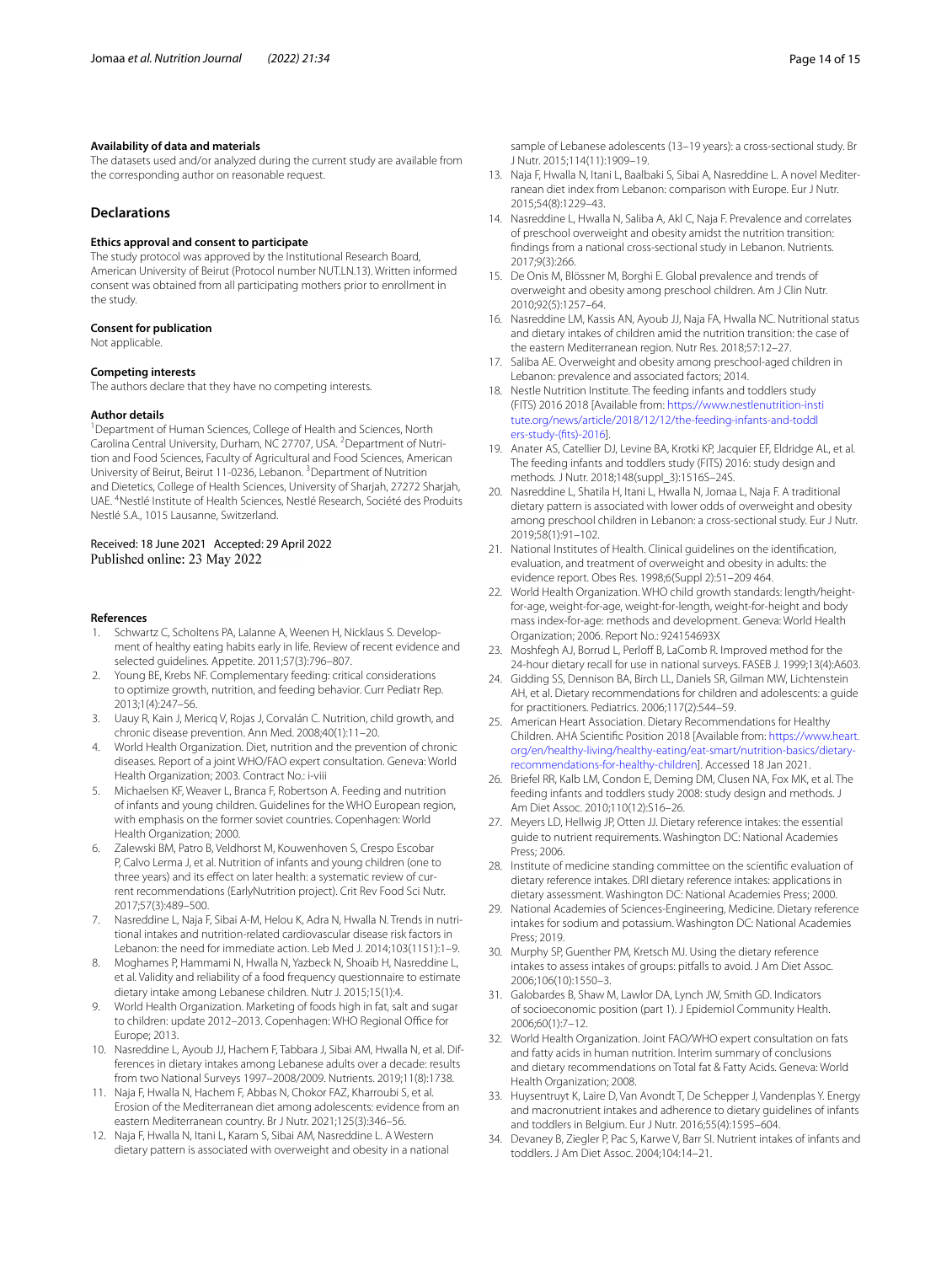### Availability of data and materials

The datasets used and/or analyzed during the current study are available from the corresponding author on reasonable request.

## Declarations

### Ethics approval and consent to participate

The study protocol was approved by the Institutional Research Board, American University of Beirut (Protocol number NUT.LN.13). Written informed consent was obtained from all participating mothers prior to enrollment in the study.

### Consent for publication

Not applicable.

### Competing interests

The authors declare that they have no competing interests.

### Author details

[1]Department of Human Sciences, College of Health and Sciences, North Carolina Central University, Durham, NC 27707, USA. [2]Department of Nutrition and Food Sciences, Faculty of Agricultural and Food Sciences, American University of Beirut, Beirut 11-0236, Lebanon. [3]Department of Nutrition and Dietetics, College of Health Sciences, University of Sharjah, 27272 Sharjah, UAE. [4]Nestlé Institute of Health Sciences, Nestlé Research, Société des Produits Nestlé S.A., 1015 Lausanne, Switzerland.

Received: 18 June 2021 Accepted: 29 April 2022
Published online: 23 May 2022

### References

1. Schwartz C, Scholtens PA, Lalanne A, Weenen H, Nicklaus S. Development of healthy eating habits early in life. Review of recent evidence and selected guidelines. Appetite. 2011;57(3):796–807.
2. Young BE, Krebs NF. Complementary feeding: critical considerations to optimize growth, nutrition, and feeding behavior. Curr Pediatr Rep. 2013;1(4):247–56.
3. Uauy R, Kain J, Mericq V, Rojas J, Corvalán C. Nutrition, child growth, and chronic disease prevention. Ann Med. 2008;40(1):11–20.
4. World Health Organization. Diet, nutrition and the prevention of chronic diseases. Report of a joint WHO/FAO expert consultation. Geneva: World Health Organization; 2003. Contract No.: i-viii
5. Michaelsen KF, Weaver L, Branca F, Robertson A. Feeding and nutrition of infants and young children. Guidelines for the WHO European region, with emphasis on the former soviet countries. Copenhagen: World Health Organization; 2000.
6. Zalewski BM, Patro B, Veldhorst M, Kouwenhoven S, Crespo Escobar P, Calvo Lerma J, et al. Nutrition of infants and young children (one to three years) and its effect on later health: a systematic review of current recommendations (EarlyNutrition project). Crit Rev Food Sci Nutr. 2017;57(3):489–500.
7. Nasreddine L, Naja F, Sibai A-M, Helou K, Adra N, Hwalla N. Trends in nutritional intakes and nutrition-related cardiovascular disease risk factors in Lebanon: the need for immediate action. Leb Med J. 2014;103(1151):1–9.
8. Moghames P, Hammami N, Hwalla N, Yazbeck N, Shoaib H, Nasreddine L, et al. Validity and reliability of a food frequency questionnaire to estimate dietary intake among Lebanese children. Nutr J. 2015;15(1):4.
9. World Health Organization. Marketing of foods high in fat, salt and sugar to children: update 2012–2013. Copenhagen: WHO Regional Office for Europe; 2013.
10. Nasreddine L, Ayoub JJ, Hachem F, Tabbara J, Sibai AM, Hwalla N, et al. Differences in dietary intakes among Lebanese adults over a decade: results from two National Surveys 1997–2008/2009. Nutrients. 2019;11(8):1738.
11. Naja F, Hwalla N, Hachem F, Abbas N, Chokor FAZ, Kharroubi S, et al. Erosion of the Mediterranean diet among adolescents: evidence from an eastern Mediterranean country. Br J Nutr. 2021;125(3):346–56.
12. Naja F, Hwalla N, Itani L, Karam S, Sibai AM, Nasreddine L. A Western dietary pattern is associated with overweight and obesity in a national sample of Lebanese adolescents (13–19 years): a cross-sectional study. Br J Nutr. 2015;114(11):1909–19.
13. Naja F, Hwalla N, Itani L, Baalbaki S, Sibai A, Nasreddine L. A novel Mediterranean diet index from Lebanon: comparison with Europe. Eur J Nutr. 2015;54(8):1229–43.
14. Nasreddine L, Hwalla N, Saliba A, Akl C, Naja F. Prevalence and correlates of preschool overweight and obesity amidst the nutrition transition: findings from a national cross-sectional study in Lebanon. Nutrients. 2017;9(3):266.
15. De Onis M, Blössner M, Borghi E. Global prevalence and trends of overweight and obesity among preschool children. Am J Clin Nutr. 2010;92(5):1257–64.
16. Nasreddine LM, Kassis AN, Ayoub JJ, Naja FA, Hwalla NC. Nutritional status and dietary intakes of children amid the nutrition transition: the case of the eastern Mediterranean region. Nutr Res. 2018;57:12–27.
17. Saliba AE. Overweight and obesity among preschool-aged children in Lebanon: prevalence and associated factors; 2014.
18. Nestle Nutrition Institute. The feeding infants and toddlers study (FITS) 2016 2018 [Available from: https://www.nestlenutrition-institute.org/news/article/2018/12/12/the-feeding-infants-and-toddlers-study-(fits)-2016].
19. Anater AS, Catellier DJ, Levine BA, Krotki KP, Jacquier EF, Eldridge AL, et al. The feeding infants and toddlers study (FITS) 2016: study design and methods. J Nutr. 2018;148(suppl_3):1516S–24S.
20. Nasreddine L, Shatila H, Itani L, Hwalla N, Jomaa L, Naja F. A traditional dietary pattern is associated with lower odds of overweight and obesity among preschool children in Lebanon: a cross-sectional study. Eur J Nutr. 2019;58(1):91–102.
21. National Institutes of Health. Clinical guidelines on the identification, evaluation, and treatment of overweight and obesity in adults: the evidence report. Obes Res. 1998;6(Suppl 2):51–209 464.
22. World Health Organization. WHO child growth standards: length/height-for-age, weight-for-age, weight-for-length, weight-for-height and body mass index-for-age: methods and development. Geneva: World Health Organization; 2006. Report No.: 924154693X
23. Moshfegh AJ, Borrud L, Perloff B, LaComb R. Improved method for the 24-hour dietary recall for use in national surveys. FASEB J. 1999;13(4):A603.
24. Gidding SS, Dennison BA, Birch LL, Daniels SR, Gilman MW, Lichtenstein AH, et al. Dietary recommendations for children and adolescents: a guide for practitioners. Pediatrics. 2006;117(2):544–59.
25. American Heart Association. Dietary Recommendations for Healthy Children. AHA Scientific Position 2018 [Available from: https://www.heart.org/en/healthy-living/healthy-eating/eat-smart/nutrition-basics/dietary-recommendations-for-healthy-children]. Accessed 18 Jan 2021.
26. Briefel RR, Kalb LM, Condon E, Deming DM, Clusen NA, Fox MK, et al. The feeding infants and toddlers study 2008: study design and methods. J Am Diet Assoc. 2010;110(12):S16–26.
27. Meyers LD, Hellwig JP, Otten JJ. Dietary reference intakes: the essential guide to nutrient requirements. Washington DC: National Academies Press; 2006.
28. Institute of medicine standing committee on the scientific evaluation of dietary reference intakes. DRI dietary reference intakes: applications in dietary assessment. Washington DC: National Academies Press; 2000.
29. National Academies of Sciences-Engineering, Medicine. Dietary reference intakes for sodium and potassium. Washington DC: National Academies Press; 2019.
30. Murphy SP, Guenther PM, Kretsch MJ. Using the dietary reference intakes to assess intakes of groups: pitfalls to avoid. J Am Diet Assoc. 2006;106(10):1550–3.
31. Galobardes B, Shaw M, Lawlor DA, Lynch JW, Smith GD. Indicators of socioeconomic position (part 1). J Epidemiol Community Health. 2006;60(1):7–12.
32. World Health Organization. Joint FAO/WHO expert consultation on fats and fatty acids in human nutrition. Interim summary of conclusions and dietary recommendations on Total fat & Fatty Acids. Geneva: World Health Organization; 2008.
33. Huysentruyt K, Laire D, Van Avondt T, De Schepper J, Vandenplas Y. Energy and macronutrient intakes and adherence to dietary guidelines of infants and toddlers in Belgium. Eur J Nutr. 2016;55(4):1595–604.
34. Devaney B, Ziegler P, Pac S, Karwe V, Barr SI. Nutrient intakes of infants and toddlers. J Am Diet Assoc. 2004;104:14–21.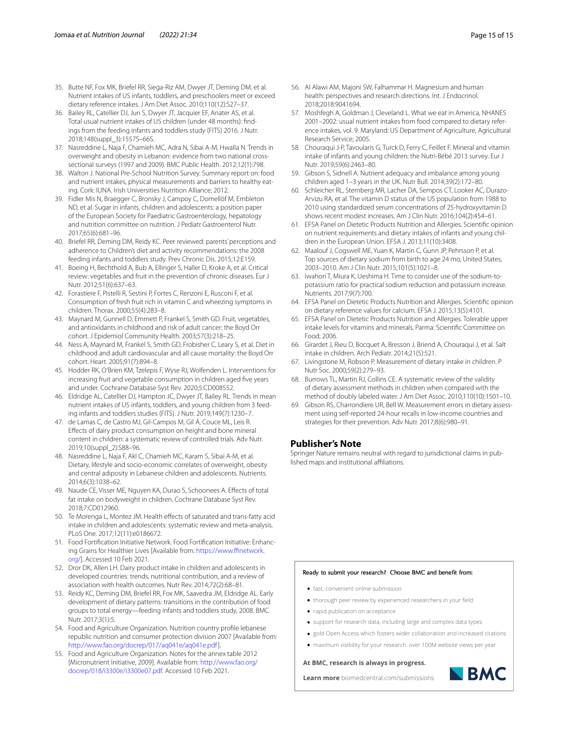35. Butte NF, Fox MK, Briefel RR, Siega-Riz AM, Dwyer JT, Deming DM, et al. Nutrient intakes of US infants, toddlers, and preschoolers meet or exceed dietary reference intakes. J Am Diet Assoc. 2010;110(12):S27–37.
36. Bailey RL, Catellier DJ, Jun S, Dwyer JT, Jacquier EF, Anater AS, et al. Total usual nutrient intakes of US children (under 48 months): findings from the feeding infants and toddlers study (FITS) 2016. J Nutr. 2018;148(suppl_3):1557S–66S.
37. Nasreddine L, Naja F, Chamieh MC, Adra N, Sibai A-M, Hwalla N. Trends in overweight and obesity in Lebanon: evidence from two national cross-sectional surveys (1997 and 2009). BMC Public Health. 2012;12(1):798.
38. Walton J. National Pre-School Nutrition Survey. Summary report on: food and nutrient intakes, physical measurements and barriers to healthy eating. Cork: IUNA. Irish Universities Nutrition Alliance; 2012.
39. Fidler Mis N, Braegger C, Bronsky J, Campoy C, Domellöf M, Embleton ND, et al. Sugar in infants, children and adolescents: a position paper of the European Society for Paediatric Gastroenterology, hepatology and nutrition committee on nutrition. J Pediatr Gastroenterol Nutr. 2017;65(6):681–96.
40. Briefel RR, Deming DM, Reidy KC. Peer reviewed: parents' perceptions and adherence to Children's diet and activity recommendations: the 2008 feeding infants and toddlers study. Prev Chronic Dis. 2015;12:E159.
41. Boeing H, Bechthold A, Bub A, Ellinger S, Haller D, Kroke A, et al. Critical review: vegetables and fruit in the prevention of chronic diseases. Eur J Nutr. 2012;51(6):637–63.
42. Forastiere F, Pistelli R, Sestini P, Fortes C, Renzoni E, Rusconi F, et al. Consumption of fresh fruit rich in vitamin C and wheezing symptoms in children. Thorax. 2000;55(4):283–8.
43. Maynard M, Gunnell D, Emmett P, Frankel S, Smith GD. Fruit, vegetables, and antioxidants in childhood and risk of adult cancer: the Boyd Orr cohort. J Epidemiol Community Health. 2003;57(3):218–25.
44. Ness A, Maynard M, Frankel S, Smith GD, Frobisher C, Leary S, et al. Diet in childhood and adult cardiovascular and all cause mortality: the Boyd Orr cohort. Heart. 2005;91(7):894–8.
45. Hodder RK, O'Brien KM, Tzelepis F, Wyse RJ, Wolfenden L. Interventions for increasing fruit and vegetable consumption in children aged five years and under. Cochrane Database Syst Rev. 2020;5:CD008552.
46. Eldridge AL, Catellier DJ, Hampton JC, Dwyer JT, Bailey RL. Trends in mean nutrient intakes of US infants, toddlers, and young children from 3 feeding infants and toddlers studies (FITS). J Nutr. 2019;149(7):1230–7.
47. de Lamas C, de Castro MJ, Gil-Campos M, Gil Á, Couce ML, Leis R. Effects of dairy product consumption on height and bone mineral content in children: a systematic review of controlled trials. Adv Nutr. 2019;10(suppl_2):S88–96.
48. Nasreddine L, Naja F, Akl C, Chamieh MC, Karam S, Sibai A-M, et al. Dietary, lifestyle and socio-economic correlates of overweight, obesity and central adiposity in Lebanese children and adolescents. Nutrients. 2014;6(3):1038–62.
49. Naude CE, Visser ME, Nguyen KA, Durao S, Schoonees A. Effects of total fat intake on bodyweight in children. Cochrane Database Syst Rev. 2018;7:CD012960.
50. Te Morenga L, Montez JM. Health effects of saturated and trans-fatty acid intake in children and adolescents: systematic review and meta-analysis. PLoS One. 2017;12(11):e0186672.
51. Food Fortification Initiative Network. Food Fortification Initiative: Enhancing Grains for Healthier Lives [Available from: https://www.ffinetwork.org/]. Accessed 10 Feb 2021.
52. Dror DK, Allen LH. Dairy product intake in children and adolescents in developed countries: trends, nutritional contribution, and a review of association with health outcomes. Nutr Rev. 2014;72(2):68–81.
53. Reidy KC, Deming DM, Briefel RR, Fox MK, Saavedra JM, Eldridge AL. Early development of dietary patterns: transitions in the contribution of food groups to total energy—feeding infants and toddlers study, 2008. BMC Nutr. 2017;3(1):5.
54. Food and Agriculture Organization. Nutrition country profile lebanese republic nutrition and consumer protection division 2007 [Available from: http://www.fao.org/docrep/017/aq041e/aq041e.pdf].
55. Food and Agriculture Organization. Notes for the annex table 2012 [Micronutrient Initiative, 2009]. Available from: http://www.fao.org/docrep/018/i3300e/i3300e07.pdf. Accessed 10 Feb 2021.
56. Al Alawi AM, Majoni SW, Falhammar H. Magnesium and human health: perspectives and research directions. Int. J Endocrinol. 2018;2018:9041694.
57. Moshfegh A, Goldman J, Cleveland L. What we eat in America, NHANES 2001–2002: usual nutrient intakes from food compared to dietary reference intakes, vol. 9. Maryland: US Department of Agriculture, Agricultural Research Service; 2005.
58. Chouraqui J-P, Tavoularis G, Turck D, Ferry C, Feillet F. Mineral and vitamin intake of infants and young children: the Nutri-Bébé 2013 survey. Eur J Nutr. 2019;59(6):2463–80.
59. Gibson S, Sidnell A. Nutrient adequacy and imbalance among young children aged 1–3 years in the UK. Nutr Bull. 2014;39(2):172–80.
60. Schleicher RL, Sternberg MR, Lacher DA, Sempos CT, Looker AC, Durazo-Arvizu RA, et al. The vitamin D status of the US population from 1988 to 2010 using standardized serum concentrations of 25-hydroxyvitamin D shows recent modest increases. Am J Clin Nutr. 2016;104(2):454–61.
61. EFSA Panel on Dietetic Products Nutrition and Allergies. Scientific opinion on nutrient requirements and dietary intakes of infants and young children in the European Union. EFSA J. 2013;11(10):3408.
62. Maalouf J, Cogswell ME, Yuan K, Martin C, Gunn JP, Pehrsson P, et al. Top sources of dietary sodium from birth to age 24 mo, United States, 2003–2010. Am J Clin Nutr. 2015;101(5):1021–8.
63. Iwahori T, Miura K, Ueshima H. Time to consider use of the sodium-to-potassium ratio for practical sodium reduction and potassium increase. Nutrients. 2017;9(7):700.
64. EFSA Panel on Dietetic Products Nutrition and Allergies. Scientific opinion on dietary reference values for calcium. EFSA J. 2015;13(5):4101.
65. EFSA Panel on Dietetic Products Nutrition and Allergies. Tolerable upper intake levels for vitamins and minerals. Parma: Scientific Committee on Food; 2006.
66. Girardet J, Rieu D, Bocquet A, Bresson J, Briend A, Chouraqui J, et al. Salt intake in children. Arch Pediatr. 2014;21(5):521.
67. Livingstone M, Robson P. Measurement of dietary intake in children. P Nutr Soc. 2000;59(2):279–93.
68. Burrows TL, Martin RJ, Collins CE. A systematic review of the validity of dietary assessment methods in children when compared with the method of doubly labeled water. J Am Diet Assoc. 2010;110(10):1501–10.
69. Gibson RS, Charrondiere UR, Bell W. Measurement errors in dietary assessment using self-reported 24-hour recalls in low-income countries and strategies for their prevention. Adv Nutr. 2017;8(6):980–91.

## Publisher's Note

Springer Nature remains neutral with regard to jurisdictional claims in published maps and institutional affiliations.